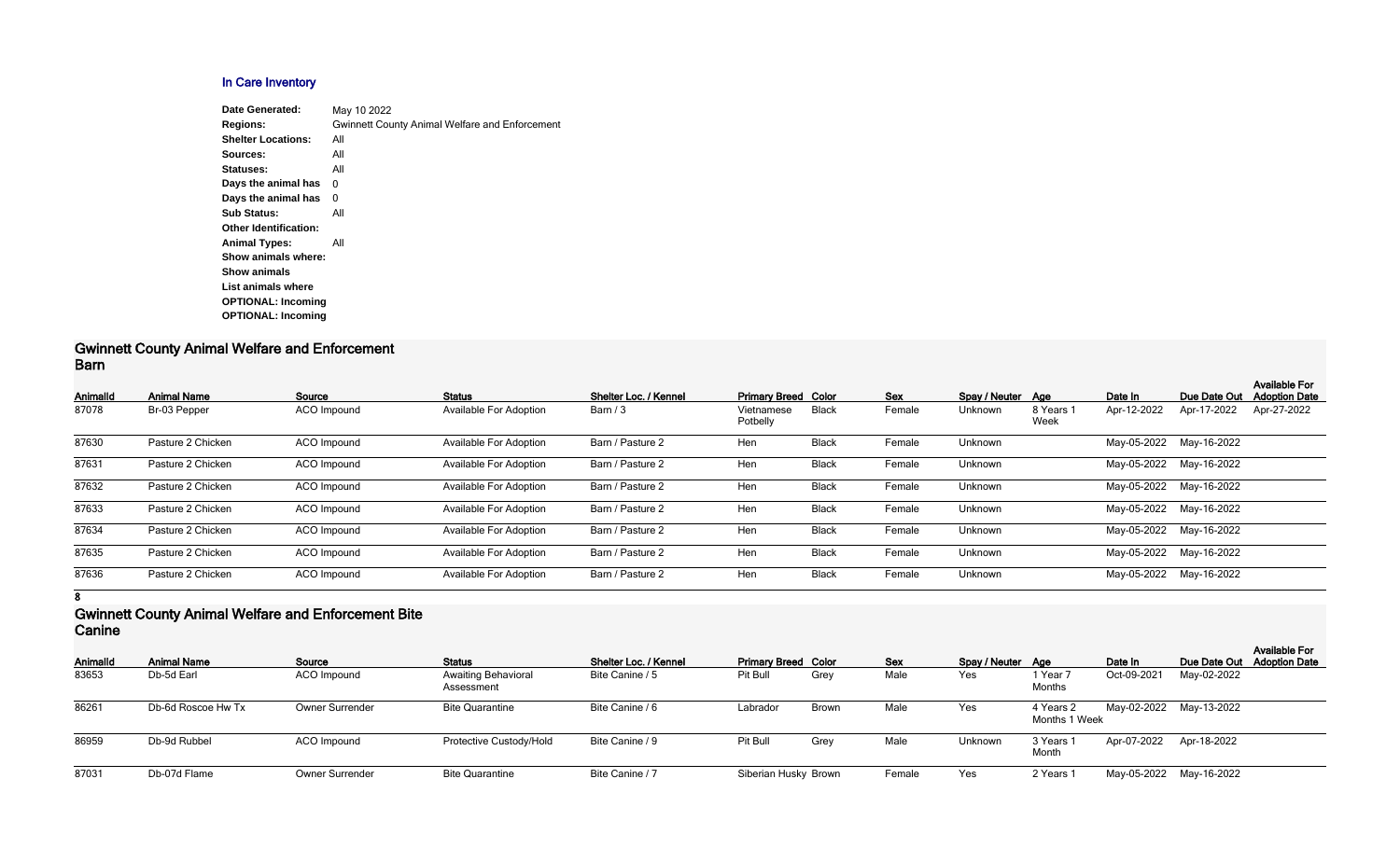## In Care Inventory

| | |
|---|---|
| **Date Generated:** | May 10 2022 |
| **Regions:** | Gwinnett County Animal Welfare and Enforcement |
| **Shelter Locations:** | All |
| **Sources:** | All |
| **Statuses:** | All |
| **Days the animal has** | 0 |
| **Days the animal has** | 0 |
| **Sub Status:** | All |
| **Other Identification:** | |
| **Animal Types:** | All |
| **Show animals where:** | |
| **Show animals** | |
| **List animals where** | |
| **OPTIONAL: Incoming** | |
| **OPTIONAL: Incoming** | |

## Gwinnett County Animal Welfare and Enforcement Barn

| AnimalId | Animal Name | Source | Status | Shelter Loc. / Kennel | Primary Breed | Color | Sex | Spay / Neuter | Age | Date In | Due Date Out | Available For Adoption Date |
|---|---|---|---|---|---|---|---|---|---|---|---|---|
| 87078 | Br-03 Pepper | ACO Impound | Available For Adoption | Barn / 3 | Vietnamese Potbelly | Black | Female | Unknown | 8 Years 1 Week | Apr-12-2022 | Apr-17-2022 | Apr-27-2022 |
| 87630 | Pasture 2 Chicken | ACO Impound | Available For Adoption | Barn / Pasture 2 | Hen | Black | Female | Unknown | | May-05-2022 | May-16-2022 | |
| 87631 | Pasture 2 Chicken | ACO Impound | Available For Adoption | Barn / Pasture 2 | Hen | Black | Female | Unknown | | May-05-2022 | May-16-2022 | |
| 87632 | Pasture 2 Chicken | ACO Impound | Available For Adoption | Barn / Pasture 2 | Hen | Black | Female | Unknown | | May-05-2022 | May-16-2022 | |
| 87633 | Pasture 2 Chicken | ACO Impound | Available For Adoption | Barn / Pasture 2 | Hen | Black | Female | Unknown | | May-05-2022 | May-16-2022 | |
| 87634 | Pasture 2 Chicken | ACO Impound | Available For Adoption | Barn / Pasture 2 | Hen | Black | Female | Unknown | | May-05-2022 | May-16-2022 | |
| 87635 | Pasture 2 Chicken | ACO Impound | Available For Adoption | Barn / Pasture 2 | Hen | Black | Female | Unknown | | May-05-2022 | May-16-2022 | |
| 87636 | Pasture 2 Chicken | ACO Impound | Available For Adoption | Barn / Pasture 2 | Hen | Black | Female | Unknown | | May-05-2022 | May-16-2022 | |

**8**

## Gwinnett County Animal Welfare and Enforcement Bite Canine

| AnimalId | Animal Name | Source | Status | Shelter Loc. / Kennel | Primary Breed | Color | Sex | Spay / Neuter | Age | Date In | Due Date Out | Available For Adoption Date |
|---|---|---|---|---|---|---|---|---|---|---|---|---|
| 83653 | Db-5d Earl | ACO Impound | Awaiting Behavioral Assessment | Bite Canine / 5 | Pit Bull | Grey | Male | Yes | 1 Year 7 Months | Oct-09-2021 | May-02-2022 | |
| 86261 | Db-6d Roscoe Hw Tx | Owner Surrender | Bite Quarantine | Bite Canine / 6 | Labrador | Brown | Male | Yes | 4 Years 2 Months 1 Week | May-02-2022 | May-13-2022 | |
| 86959 | Db-9d Rubbel | ACO Impound | Protective Custody/Hold | Bite Canine / 9 | Pit Bull | Grey | Male | Unknown | 3 Years 1 Month | Apr-07-2022 | Apr-18-2022 | |
| 87031 | Db-07d Flame | Owner Surrender | Bite Quarantine | Bite Canine / 7 | Siberian Husky | Brown | Female | Yes | 2 Years 1 | May-05-2022 | May-16-2022 | |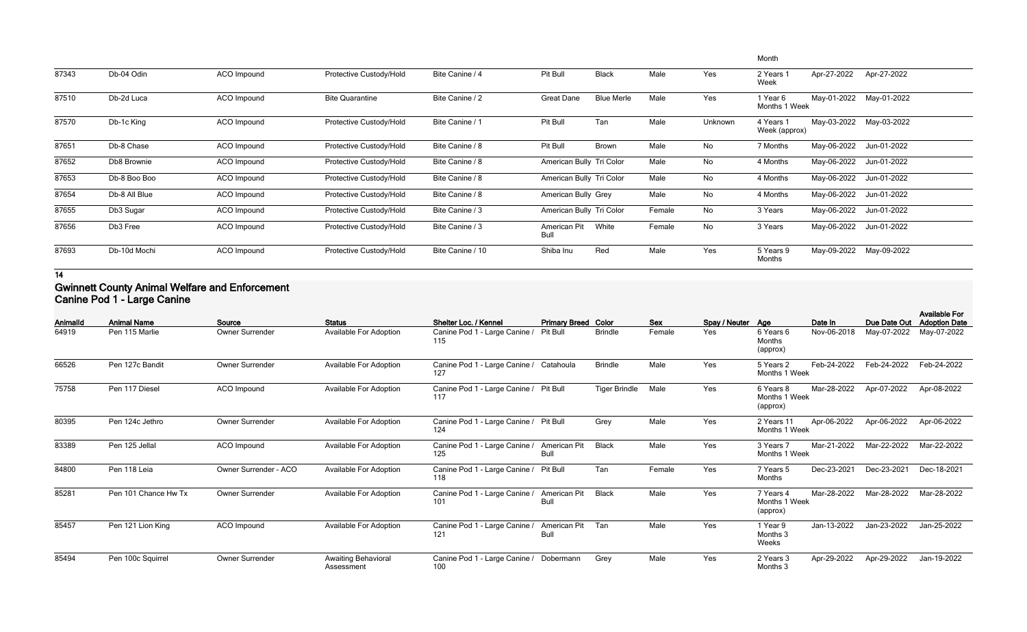| | | | | | | | | | Month | | | |
|---|---|---|---|---|---|---|---|---|---|---|---|---|
| 87343 | Db-04 Odin | ACO Impound | Protective Custody/Hold | Bite Canine / 4 | Pit Bull | Black | Male | Yes | 2 Years 1 Week | Apr-27-2022 | Apr-27-2022 | |
| 87510 | Db-2d Luca | ACO Impound | Bite Quarantine | Bite Canine / 2 | Great Dane | Blue Merle | Male | Yes | 1 Year 6 Months 1 Week | May-01-2022 | May-01-2022 | |
| 87570 | Db-1c King | ACO Impound | Protective Custody/Hold | Bite Canine / 1 | Pit Bull | Tan | Male | Unknown | 4 Years 1 Week (approx) | May-03-2022 | May-03-2022 | |
| 87651 | Db-8 Chase | ACO Impound | Protective Custody/Hold | Bite Canine / 8 | Pit Bull | Brown | Male | No | 7 Months | May-06-2022 | Jun-01-2022 | |
| 87652 | Db8 Brownie | ACO Impound | Protective Custody/Hold | Bite Canine / 8 | American Bully | Tri Color | Male | No | 4 Months | May-06-2022 | Jun-01-2022 | |
| 87653 | Db-8 Boo Boo | ACO Impound | Protective Custody/Hold | Bite Canine / 8 | American Bully | Tri Color | Male | No | 4 Months | May-06-2022 | Jun-01-2022 | |
| 87654 | Db-8 All Blue | ACO Impound | Protective Custody/Hold | Bite Canine / 8 | American Bully | Grey | Male | No | 4 Months | May-06-2022 | Jun-01-2022 | |
| 87655 | Db3 Sugar | ACO Impound | Protective Custody/Hold | Bite Canine / 3 | American Bully | Tri Color | Female | No | 3 Years | May-06-2022 | Jun-01-2022 | |
| 87656 | Db3 Free | ACO Impound | Protective Custody/Hold | Bite Canine / 3 | American Pit Bull | White | Female | No | 3 Years | May-06-2022 | Jun-01-2022 | |
| 87693 | Db-10d Mochi | ACO Impound | Protective Custody/Hold | Bite Canine / 10 | Shiba Inu | Red | Male | Yes | 5 Years 9 Months | May-09-2022 | May-09-2022 | |

**14**

## Gwinnett County Animal Welfare and Enforcement
## Canine Pod 1 - Large Canine

| AnimalId | Animal Name | Source | Status | Shelter Loc. / Kennel | Primary Breed | Color | Sex | Spay / Neuter | Age | Date In | Due Date Out | Available For Adoption Date |
|---|---|---|---|---|---|---|---|---|---|---|---|---|
| 64919 | Pen 115 Marlie | Owner Surrender | Available For Adoption | Canine Pod 1 - Large Canine / 115 | Pit Bull | Brindle | Female | Yes | 6 Years 6 Months (approx) | Nov-06-2018 | May-07-2022 | May-07-2022 |
| 66526 | Pen 127c Bandit | Owner Surrender | Available For Adoption | Canine Pod 1 - Large Canine / 127 | Catahoula | Brindle | Male | Yes | 5 Years 2 Months 1 Week | Feb-24-2022 | Feb-24-2022 | Feb-24-2022 |
| 75758 | Pen 117 Diesel | ACO Impound | Available For Adoption | Canine Pod 1 - Large Canine / 117 | Pit Bull | Tiger Brindle | Male | Yes | 6 Years 8 Months 1 Week (approx) | Mar-28-2022 | Apr-07-2022 | Apr-08-2022 |
| 80395 | Pen 124c Jethro | Owner Surrender | Available For Adoption | Canine Pod 1 - Large Canine / 124 | Pit Bull | Grey | Male | Yes | 2 Years 11 Months 1 Week | Apr-06-2022 | Apr-06-2022 | Apr-06-2022 |
| 83389 | Pen 125 Jellal | ACO Impound | Available For Adoption | Canine Pod 1 - Large Canine / 125 | American Pit Bull | Black | Male | Yes | 3 Years 7 Months 1 Week | Mar-21-2022 | Mar-22-2022 | Mar-22-2022 |
| 84800 | Pen 118 Leia | Owner Surrender - ACO | Available For Adoption | Canine Pod 1 - Large Canine / 118 | Pit Bull | Tan | Female | Yes | 7 Years 5 Months | Dec-23-2021 | Dec-23-2021 | Dec-18-2021 |
| 85281 | Pen 101 Chance Hw Tx | Owner Surrender | Available For Adoption | Canine Pod 1 - Large Canine / 101 | American Pit Bull | Black | Male | Yes | 7 Years 4 Months 1 Week (approx) | Mar-28-2022 | Mar-28-2022 | Mar-28-2022 |
| 85457 | Pen 121 Lion King | ACO Impound | Available For Adoption | Canine Pod 1 - Large Canine / 121 | American Pit Bull | Tan | Male | Yes | 1 Year 9 Months 3 Weeks | Jan-13-2022 | Jan-23-2022 | Jan-25-2022 |
| 85494 | Pen 100c Squirrel | Owner Surrender | Awaiting Behavioral Assessment | Canine Pod 1 - Large Canine / 100 | Dobermann | Grey | Male | Yes | 2 Years 3 Months 3 | Apr-29-2022 | Apr-29-2022 | Jan-19-2022 |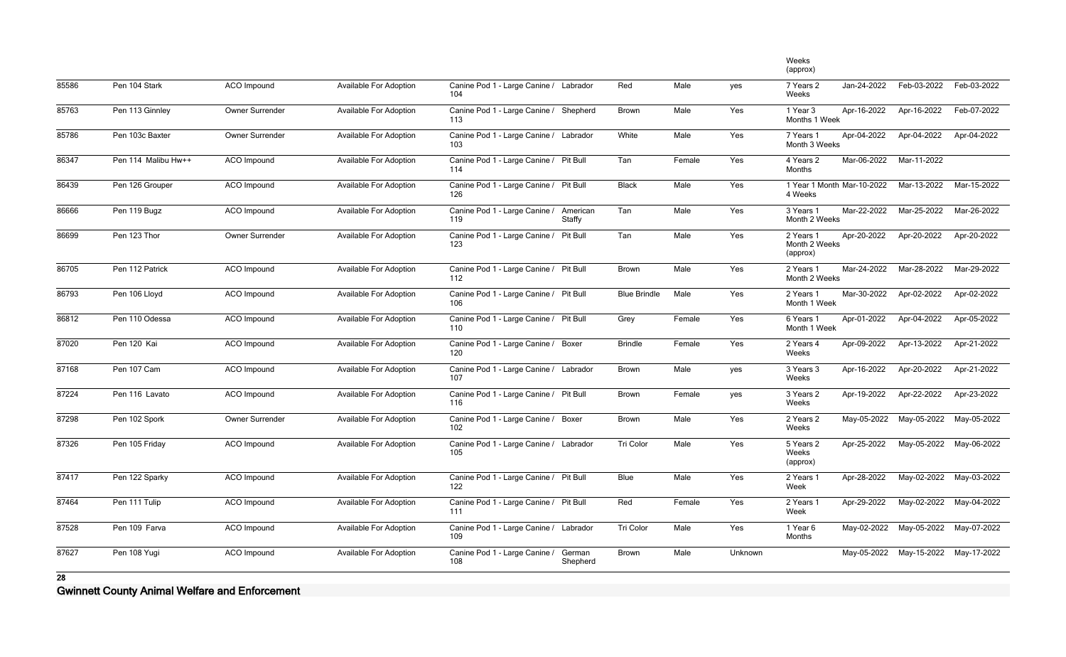| | | | | | | | | | Weeks (approx) | | | |
|---|---|---|---|---|---|---|---|---|---|---|---|---|
| 85586 | Pen 104 Stark | ACO Impound | Available For Adoption | Canine Pod 1 - Large Canine / 104 | Labrador | Red | Male | yes | 7 Years 2 Weeks | Jan-24-2022 | Feb-03-2022 | Feb-03-2022 |
| 85763 | Pen 113 Ginnley | Owner Surrender | Available For Adoption | Canine Pod 1 - Large Canine / 113 | Shepherd | Brown | Male | Yes | 1 Year 3 Months 1 Week | Apr-16-2022 | Apr-16-2022 | Feb-07-2022 |
| 85786 | Pen 103c Baxter | Owner Surrender | Available For Adoption | Canine Pod 1 - Large Canine / 103 | Labrador | White | Male | Yes | 7 Years 1 Month 3 Weeks | Apr-04-2022 | Apr-04-2022 | Apr-04-2022 |
| 86347 | Pen 114 Malibu Hw++ | ACO Impound | Available For Adoption | Canine Pod 1 - Large Canine / 114 | Pit Bull | Tan | Female | Yes | 4 Years 2 Months | Mar-06-2022 | Mar-11-2022 | |
| 86439 | Pen 126 Grouper | ACO Impound | Available For Adoption | Canine Pod 1 - Large Canine / 126 | Pit Bull | Black | Male | Yes | 1 Year 1 Month 4 Weeks | Mar-10-2022 | Mar-13-2022 | Mar-15-2022 |
| 86666 | Pen 119 Bugz | ACO Impound | Available For Adoption | Canine Pod 1 - Large Canine / 119 | American Staffy | Tan | Male | Yes | 3 Years 1 Month 2 Weeks | Mar-22-2022 | Mar-25-2022 | Mar-26-2022 |
| 86699 | Pen 123 Thor | Owner Surrender | Available For Adoption | Canine Pod 1 - Large Canine / 123 | Pit Bull | Tan | Male | Yes | 2 Years 1 Month 2 Weeks (approx) | Apr-20-2022 | Apr-20-2022 | Apr-20-2022 |
| 86705 | Pen 112 Patrick | ACO Impound | Available For Adoption | Canine Pod 1 - Large Canine / 112 | Pit Bull | Brown | Male | Yes | 2 Years 1 Month 2 Weeks | Mar-24-2022 | Mar-28-2022 | Mar-29-2022 |
| 86793 | Pen 106 Lloyd | ACO Impound | Available For Adoption | Canine Pod 1 - Large Canine / 106 | Pit Bull | Blue Brindle | Male | Yes | 2 Years 1 Month 1 Week | Mar-30-2022 | Apr-02-2022 | Apr-02-2022 |
| 86812 | Pen 110 Odessa | ACO Impound | Available For Adoption | Canine Pod 1 - Large Canine / 110 | Pit Bull | Grey | Female | Yes | 6 Years 1 Month 1 Week | Apr-01-2022 | Apr-04-2022 | Apr-05-2022 |
| 87020 | Pen 120 Kai | ACO Impound | Available For Adoption | Canine Pod 1 - Large Canine / 120 | Boxer | Brindle | Female | Yes | 2 Years 4 Weeks | Apr-09-2022 | Apr-13-2022 | Apr-21-2022 |
| 87168 | Pen 107 Cam | ACO Impound | Available For Adoption | Canine Pod 1 - Large Canine / 107 | Labrador | Brown | Male | yes | 3 Years 3 Weeks | Apr-16-2022 | Apr-20-2022 | Apr-21-2022 |
| 87224 | Pen 116 Lavato | ACO Impound | Available For Adoption | Canine Pod 1 - Large Canine / 116 | Pit Bull | Brown | Female | yes | 3 Years 2 Weeks | Apr-19-2022 | Apr-22-2022 | Apr-23-2022 |
| 87298 | Pen 102 Spork | Owner Surrender | Available For Adoption | Canine Pod 1 - Large Canine / 102 | Boxer | Brown | Male | Yes | 2 Years 2 Weeks | May-05-2022 | May-05-2022 | May-05-2022 |
| 87326 | Pen 105 Friday | ACO Impound | Available For Adoption | Canine Pod 1 - Large Canine / 105 | Labrador | Tri Color | Male | Yes | 5 Years 2 Weeks (approx) | Apr-25-2022 | May-05-2022 | May-06-2022 |
| 87417 | Pen 122 Sparky | ACO Impound | Available For Adoption | Canine Pod 1 - Large Canine / 122 | Pit Bull | Blue | Male | Yes | 2 Years 1 Week | Apr-28-2022 | May-02-2022 | May-03-2022 |
| 87464 | Pen 111 Tulip | ACO Impound | Available For Adoption | Canine Pod 1 - Large Canine / 111 | Pit Bull | Red | Female | Yes | 2 Years 1 Week | Apr-29-2022 | May-02-2022 | May-04-2022 |
| 87528 | Pen 109 Farva | ACO Impound | Available For Adoption | Canine Pod 1 - Large Canine / 109 | Labrador | Tri Color | Male | Yes | 1 Year 6 Months | May-02-2022 | May-05-2022 | May-07-2022 |
| 87627 | Pen 108 Yugi | ACO Impound | Available For Adoption | Canine Pod 1 - Large Canine / 108 | German Shepherd | Brown | Male | Unknown | | May-05-2022 | May-15-2022 | May-17-2022 |

**Gwinnett County Animal Welfare and Enforcement**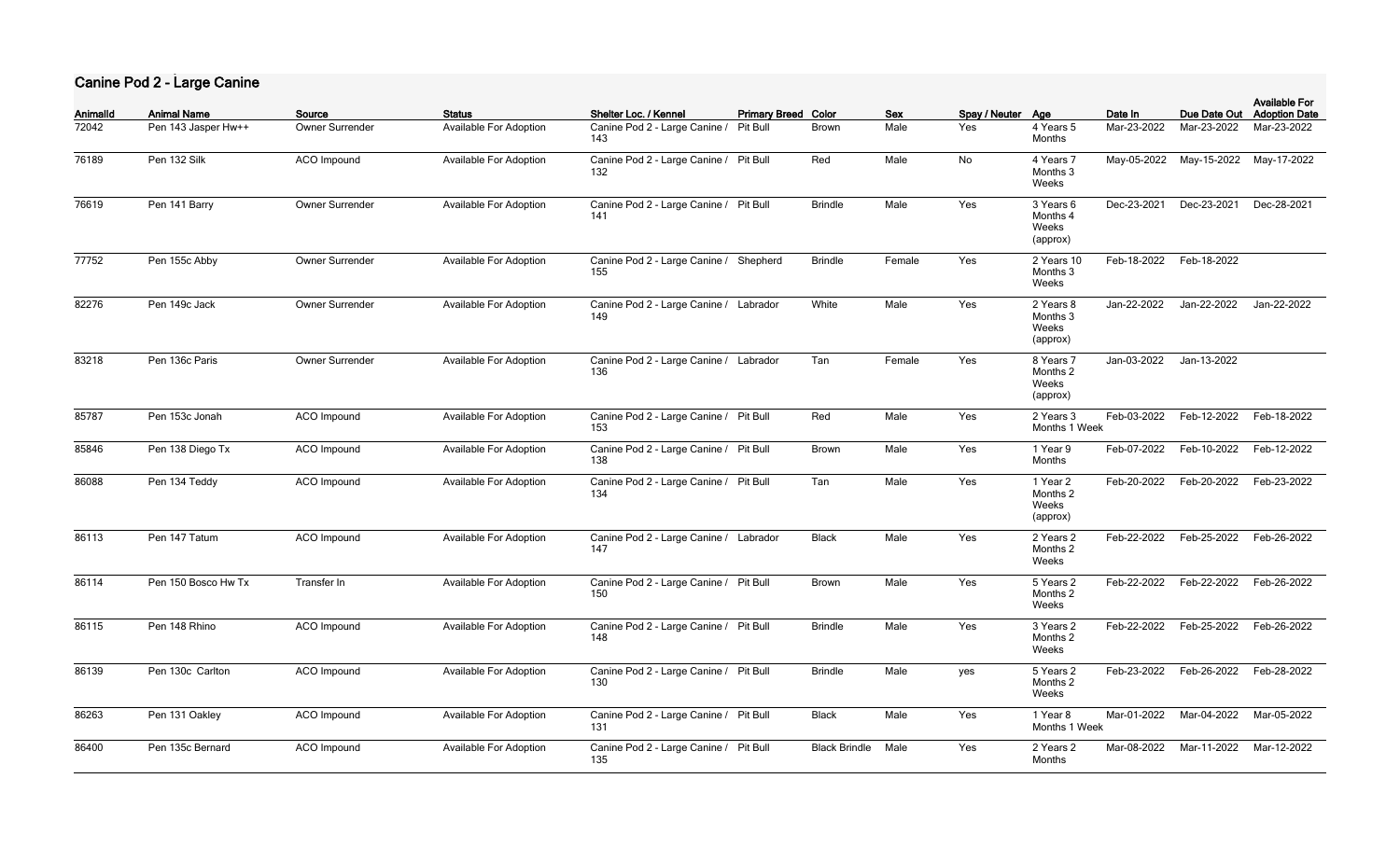## Canine Pod 2 - Large Canine

| AnimalId | Animal Name | Source | Status | Shelter Loc. / Kennel | Primary Breed | Color | Sex | Spay / Neuter | Age | Date In | Due Date Out | Available For Adoption Date |
|---|---|---|---|---|---|---|---|---|---|---|---|---|
| 72042 | Pen 143 Jasper Hw++ | Owner Surrender | Available For Adoption | Canine Pod 2 - Large Canine / 143 | Pit Bull | Brown | Male | Yes | 4 Years 5 Months | Mar-23-2022 | Mar-23-2022 | Mar-23-2022 |
| 76189 | Pen 132 Silk | ACO Impound | Available For Adoption | Canine Pod 2 - Large Canine / 132 | Pit Bull | Red | Male | No | 4 Years 7 Months 3 Weeks | May-05-2022 | May-15-2022 | May-17-2022 |
| 76619 | Pen 141 Barry | Owner Surrender | Available For Adoption | Canine Pod 2 - Large Canine / 141 | Pit Bull | Brindle | Male | Yes | 3 Years 6 Months 4 Weeks (approx) | Dec-23-2021 | Dec-23-2021 | Dec-28-2021 |
| 77752 | Pen 155c Abby | Owner Surrender | Available For Adoption | Canine Pod 2 - Large Canine / 155 | Shepherd | Brindle | Female | Yes | 2 Years 10 Months 3 Weeks | Feb-18-2022 | Feb-18-2022 | |
| 82276 | Pen 149c Jack | Owner Surrender | Available For Adoption | Canine Pod 2 - Large Canine / 149 | Labrador | White | Male | Yes | 2 Years 8 Months 3 Weeks (approx) | Jan-22-2022 | Jan-22-2022 | Jan-22-2022 |
| 83218 | Pen 136c Paris | Owner Surrender | Available For Adoption | Canine Pod 2 - Large Canine / 136 | Labrador | Tan | Female | Yes | 8 Years 7 Months 2 Weeks (approx) | Jan-03-2022 | Jan-13-2022 | |
| 85787 | Pen 153c Jonah | ACO Impound | Available For Adoption | Canine Pod 2 - Large Canine / 153 | Pit Bull | Red | Male | Yes | 2 Years 3 Months 1 Week | Feb-03-2022 | Feb-12-2022 | Feb-18-2022 |
| 85846 | Pen 138 Diego Tx | ACO Impound | Available For Adoption | Canine Pod 2 - Large Canine / 138 | Pit Bull | Brown | Male | Yes | 1 Year 9 Months | Feb-07-2022 | Feb-10-2022 | Feb-12-2022 |
| 86088 | Pen 134 Teddy | ACO Impound | Available For Adoption | Canine Pod 2 - Large Canine / 134 | Pit Bull | Tan | Male | Yes | 1 Year 2 Months 2 Weeks (approx) | Feb-20-2022 | Feb-20-2022 | Feb-23-2022 |
| 86113 | Pen 147 Tatum | ACO Impound | Available For Adoption | Canine Pod 2 - Large Canine / 147 | Labrador | Black | Male | Yes | 2 Years 2 Months 2 Weeks | Feb-22-2022 | Feb-25-2022 | Feb-26-2022 |
| 86114 | Pen 150 Bosco Hw Tx | Transfer In | Available For Adoption | Canine Pod 2 - Large Canine / 150 | Pit Bull | Brown | Male | Yes | 5 Years 2 Months 2 Weeks | Feb-22-2022 | Feb-22-2022 | Feb-26-2022 |
| 86115 | Pen 148 Rhino | ACO Impound | Available For Adoption | Canine Pod 2 - Large Canine / 148 | Pit Bull | Brindle | Male | Yes | 3 Years 2 Months 2 Weeks | Feb-22-2022 | Feb-25-2022 | Feb-26-2022 |
| 86139 | Pen 130c Carlton | ACO Impound | Available For Adoption | Canine Pod 2 - Large Canine / 130 | Pit Bull | Brindle | Male | yes | 5 Years 2 Months 2 Weeks | Feb-23-2022 | Feb-26-2022 | Feb-28-2022 |
| 86263 | Pen 131 Oakley | ACO Impound | Available For Adoption | Canine Pod 2 - Large Canine / 131 | Pit Bull | Black | Male | Yes | 1 Year 8 Months 1 Week | Mar-01-2022 | Mar-04-2022 | Mar-05-2022 |
| 86400 | Pen 135c Bernard | ACO Impound | Available For Adoption | Canine Pod 2 - Large Canine / 135 | Pit Bull | Black Brindle | Male | Yes | 2 Years 2 Months | Mar-08-2022 | Mar-11-2022 | Mar-12-2022 |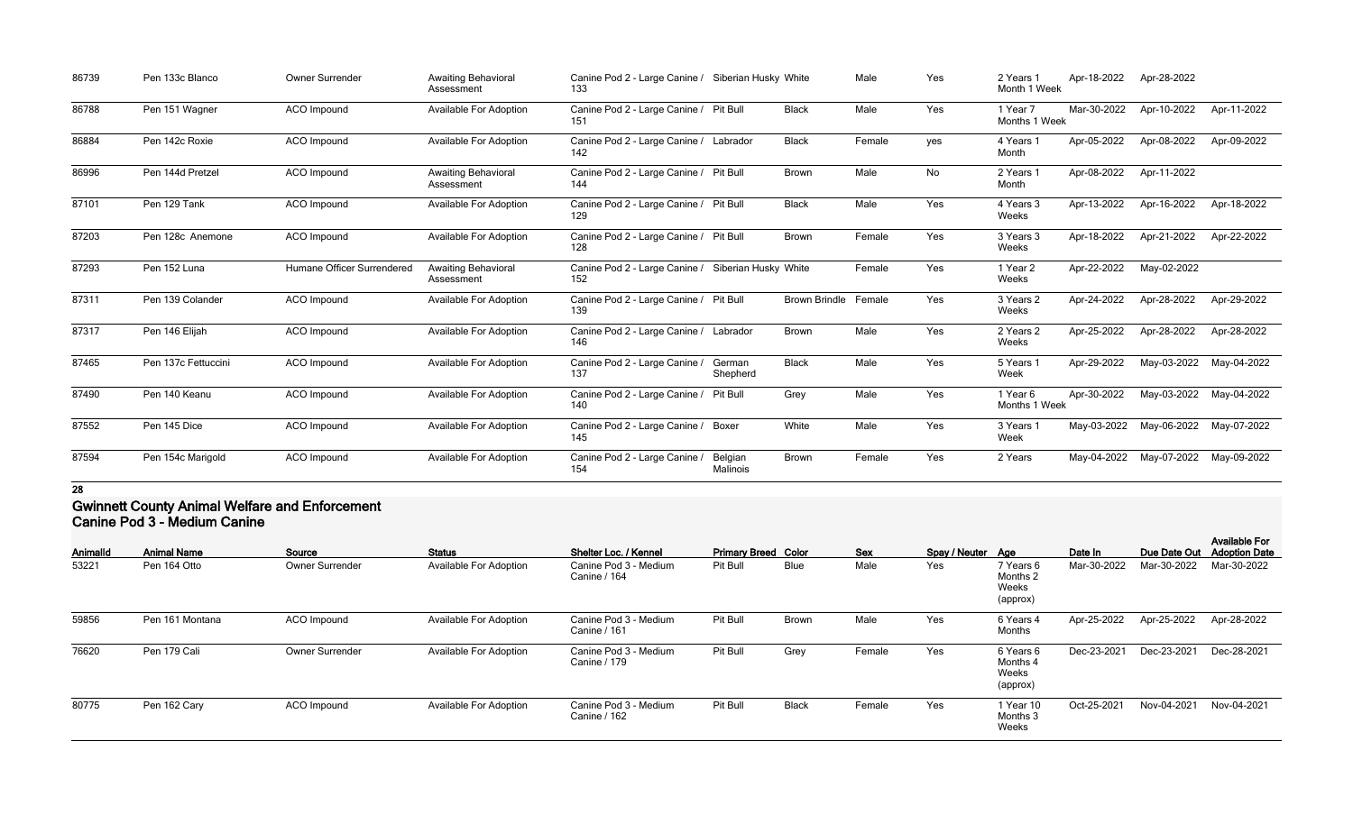| 86739 | Pen 133c Blanco | Owner Surrender | Awaiting Behavioral Assessment | Canine Pod 2 - Large Canine / 133 | Siberian Husky | White | Male | Yes | 2 Years 1 Month 1 Week | Apr-18-2022 | Apr-28-2022 | |
|---|---|---|---|---|---|---|---|---|---|---|---|---|
| 86788 | Pen 151 Wagner | ACO Impound | Available For Adoption | Canine Pod 2 - Large Canine / 151 | Pit Bull | Black | Male | Yes | 1 Year 7 Months 1 Week | Mar-30-2022 | Apr-10-2022 | Apr-11-2022 |
| 86884 | Pen 142c Roxie | ACO Impound | Available For Adoption | Canine Pod 2 - Large Canine / 142 | Labrador | Black | Female | yes | 4 Years 1 Month | Apr-05-2022 | Apr-08-2022 | Apr-09-2022 |
| 86996 | Pen 144d Pretzel | ACO Impound | Awaiting Behavioral Assessment | Canine Pod 2 - Large Canine / 144 | Pit Bull | Brown | Male | No | 2 Years 1 Month | Apr-08-2022 | Apr-11-2022 | |
| 87101 | Pen 129 Tank | ACO Impound | Available For Adoption | Canine Pod 2 - Large Canine / 129 | Pit Bull | Black | Male | Yes | 4 Years 3 Weeks | Apr-13-2022 | Apr-16-2022 | Apr-18-2022 |
| 87203 | Pen 128c Anemone | ACO Impound | Available For Adoption | Canine Pod 2 - Large Canine / 128 | Pit Bull | Brown | Female | Yes | 3 Years 3 Weeks | Apr-18-2022 | Apr-21-2022 | Apr-22-2022 |
| 87293 | Pen 152 Luna | Humane Officer Surrendered | Awaiting Behavioral Assessment | Canine Pod 2 - Large Canine / 152 | Siberian Husky | White | Female | Yes | 1 Year 2 Weeks | Apr-22-2022 | May-02-2022 | |
| 87311 | Pen 139 Colander | ACO Impound | Available For Adoption | Canine Pod 2 - Large Canine / 139 | Pit Bull | Brown Brindle | Female | Yes | 3 Years 2 Weeks | Apr-24-2022 | Apr-28-2022 | Apr-29-2022 |
| 87317 | Pen 146 Elijah | ACO Impound | Available For Adoption | Canine Pod 2 - Large Canine / 146 | Labrador | Brown | Male | Yes | 2 Years 2 Weeks | Apr-25-2022 | Apr-28-2022 | Apr-28-2022 |
| 87465 | Pen 137c Fettuccini | ACO Impound | Available For Adoption | Canine Pod 2 - Large Canine / 137 | German Shepherd | Black | Male | Yes | 5 Years 1 Week | Apr-29-2022 | May-03-2022 | May-04-2022 |
| 87490 | Pen 140 Keanu | ACO Impound | Available For Adoption | Canine Pod 2 - Large Canine / 140 | Pit Bull | Grey | Male | Yes | 1 Year 6 Months 1 Week | Apr-30-2022 | May-03-2022 | May-04-2022 |
| 87552 | Pen 145 Dice | ACO Impound | Available For Adoption | Canine Pod 2 - Large Canine / 145 | Boxer | White | Male | Yes | 3 Years 1 Week | May-03-2022 | May-06-2022 | May-07-2022 |
| 87594 | Pen 154c Marigold | ACO Impound | Available For Adoption | Canine Pod 2 - Large Canine / 154 | Belgian Malinois | Brown | Female | Yes | 2 Years | May-04-2022 | May-07-2022 | May-09-2022 |

**28**

## Gwinnett County Animal Welfare and Enforcement
## Canine Pod 3 - Medium Canine

| AnimalId | Animal Name | Source | Status | Shelter Loc. / Kennel | Primary Breed | Color | Sex | Spay / Neuter | Age | Date In | Due Date Out | Available For Adoption Date |
|---|---|---|---|---|---|---|---|---|---|---|---|---|
| 53221 | Pen 164 Otto | Owner Surrender | Available For Adoption | Canine Pod 3 - Medium Canine / 164 | Pit Bull | Blue | Male | Yes | 7 Years 6 Months 2 Weeks (approx) | Mar-30-2022 | Mar-30-2022 | Mar-30-2022 |
| 59856 | Pen 161 Montana | ACO Impound | Available For Adoption | Canine Pod 3 - Medium Canine / 161 | Pit Bull | Brown | Male | Yes | 6 Years 4 Months | Apr-25-2022 | Apr-25-2022 | Apr-28-2022 |
| 76620 | Pen 179 Cali | Owner Surrender | Available For Adoption | Canine Pod 3 - Medium Canine / 179 | Pit Bull | Grey | Female | Yes | 6 Years 6 Months 4 Weeks (approx) | Dec-23-2021 | Dec-23-2021 | Dec-28-2021 |
| 80775 | Pen 162 Cary | ACO Impound | Available For Adoption | Canine Pod 3 - Medium Canine / 162 | Pit Bull | Black | Female | Yes | 1 Year 10 Months 3 Weeks | Oct-25-2021 | Nov-04-2021 | Nov-04-2021 |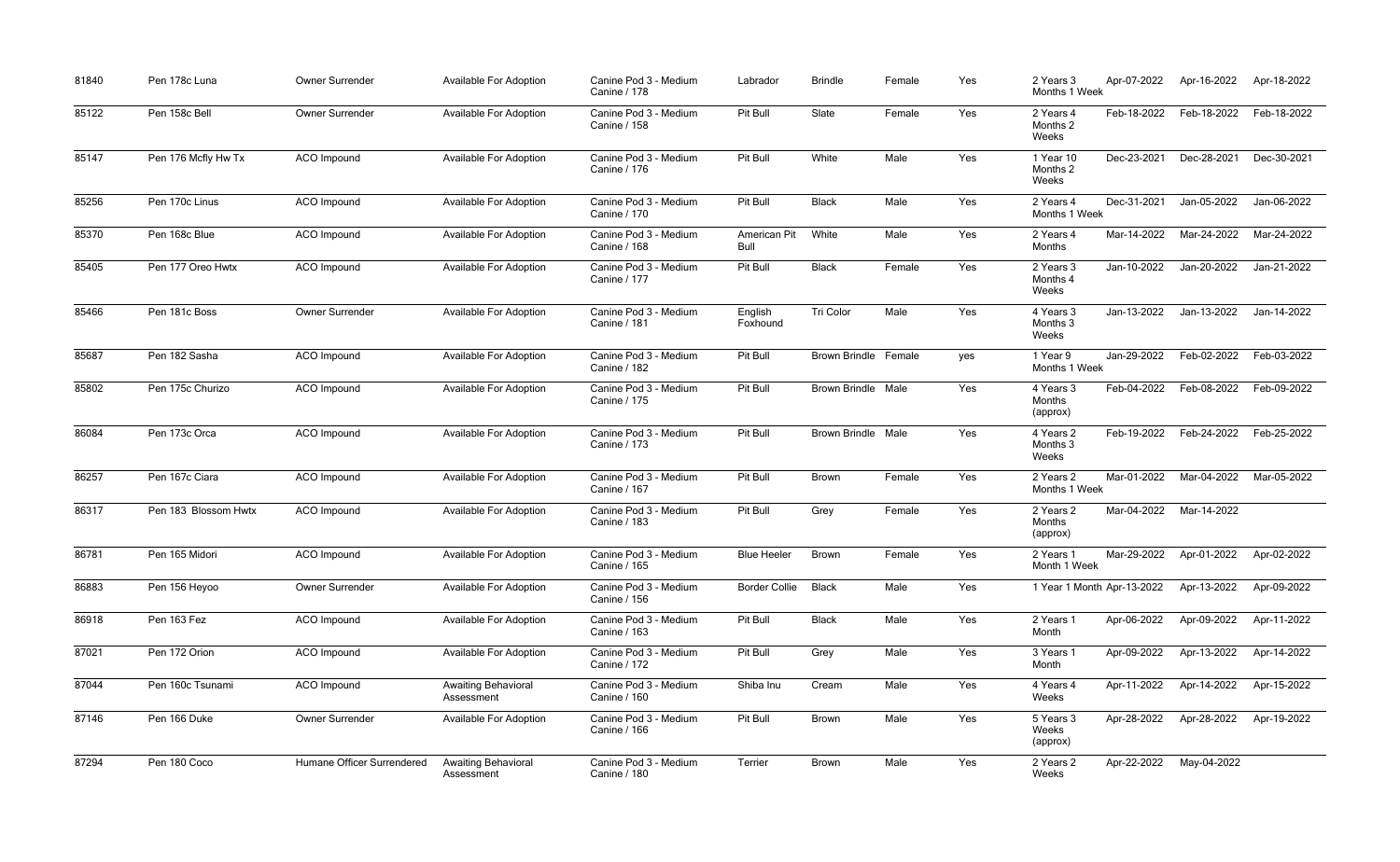| 81840 | Pen 178c Luna | Owner Surrender | Available For Adoption | Canine Pod 3 - Medium Canine / 178 | Labrador | Brindle | Female | Yes | 2 Years 3 Months 1 Week | Apr-07-2022 | Apr-16-2022 | Apr-18-2022 |
|---|---|---|---|---|---|---|---|---|---|---|---|---|
| 85122 | Pen 158c Bell | Owner Surrender | Available For Adoption | Canine Pod 3 - Medium Canine / 158 | Pit Bull | Slate | Female | Yes | 2 Years 4 Months 2 Weeks | Feb-18-2022 | Feb-18-2022 | Feb-18-2022 |
| 85147 | Pen 176 Mcfly Hw Tx | ACO Impound | Available For Adoption | Canine Pod 3 - Medium Canine / 176 | Pit Bull | White | Male | Yes | 1 Year 10 Months 2 Weeks | Dec-23-2021 | Dec-28-2021 | Dec-30-2021 |
| 85256 | Pen 170c Linus | ACO Impound | Available For Adoption | Canine Pod 3 - Medium Canine / 170 | Pit Bull | Black | Male | Yes | 2 Years 4 Months 1 Week | Dec-31-2021 | Jan-05-2022 | Jan-06-2022 |
| 85370 | Pen 168c Blue | ACO Impound | Available For Adoption | Canine Pod 3 - Medium Canine / 168 | American Pit Bull | White | Male | Yes | 2 Years 4 Months | Mar-14-2022 | Mar-24-2022 | Mar-24-2022 |
| 85405 | Pen 177 Oreo Hwtx | ACO Impound | Available For Adoption | Canine Pod 3 - Medium Canine / 177 | Pit Bull | Black | Female | Yes | 2 Years 3 Months 4 Weeks | Jan-10-2022 | Jan-20-2022 | Jan-21-2022 |
| 85466 | Pen 181c Boss | Owner Surrender | Available For Adoption | Canine Pod 3 - Medium Canine / 181 | English Foxhound | Tri Color | Male | Yes | 4 Years 3 Months 3 Weeks | Jan-13-2022 | Jan-13-2022 | Jan-14-2022 |
| 85687 | Pen 182 Sasha | ACO Impound | Available For Adoption | Canine Pod 3 - Medium Canine / 182 | Pit Bull | Brown Brindle | Female | yes | 1 Year 9 Months 1 Week | Jan-29-2022 | Feb-02-2022 | Feb-03-2022 |
| 85802 | Pen 175c Churizo | ACO Impound | Available For Adoption | Canine Pod 3 - Medium Canine / 175 | Pit Bull | Brown Brindle | Male | Yes | 4 Years 3 Months (approx) | Feb-04-2022 | Feb-08-2022 | Feb-09-2022 |
| 86084 | Pen 173c Orca | ACO Impound | Available For Adoption | Canine Pod 3 - Medium Canine / 173 | Pit Bull | Brown Brindle | Male | Yes | 4 Years 2 Months 3 Weeks | Feb-19-2022 | Feb-24-2022 | Feb-25-2022 |
| 86257 | Pen 167c Ciara | ACO Impound | Available For Adoption | Canine Pod 3 - Medium Canine / 167 | Pit Bull | Brown | Female | Yes | 2 Years 2 Months 1 Week | Mar-01-2022 | Mar-04-2022 | Mar-05-2022 |
| 86317 | Pen 183 Blossom Hwtx | ACO Impound | Available For Adoption | Canine Pod 3 - Medium Canine / 183 | Pit Bull | Grey | Female | Yes | 2 Years 2 Months (approx) | Mar-04-2022 | Mar-14-2022 | |
| 86781 | Pen 165 Midori | ACO Impound | Available For Adoption | Canine Pod 3 - Medium Canine / 165 | Blue Heeler | Brown | Female | Yes | 2 Years 1 Month 1 Week | Mar-29-2022 | Apr-01-2022 | Apr-02-2022 |
| 86883 | Pen 156 Heyoo | Owner Surrender | Available For Adoption | Canine Pod 3 - Medium Canine / 156 | Border Collie | Black | Male | Yes | 1 Year 1 Month | Apr-13-2022 | Apr-13-2022 | Apr-09-2022 |
| 86918 | Pen 163 Fez | ACO Impound | Available For Adoption | Canine Pod 3 - Medium Canine / 163 | Pit Bull | Black | Male | Yes | 2 Years 1 Month | Apr-06-2022 | Apr-09-2022 | Apr-11-2022 |
| 87021 | Pen 172 Orion | ACO Impound | Available For Adoption | Canine Pod 3 - Medium Canine / 172 | Pit Bull | Grey | Male | Yes | 3 Years 1 Month | Apr-09-2022 | Apr-13-2022 | Apr-14-2022 |
| 87044 | Pen 160c Tsunami | ACO Impound | Awaiting Behavioral Assessment | Canine Pod 3 - Medium Canine / 160 | Shiba Inu | Cream | Male | Yes | 4 Years 4 Weeks | Apr-11-2022 | Apr-14-2022 | Apr-15-2022 |
| 87146 | Pen 166 Duke | Owner Surrender | Available For Adoption | Canine Pod 3 - Medium Canine / 166 | Pit Bull | Brown | Male | Yes | 5 Years 3 Weeks (approx) | Apr-28-2022 | Apr-28-2022 | Apr-19-2022 |
| 87294 | Pen 180 Coco | Humane Officer Surrendered | Awaiting Behavioral Assessment | Canine Pod 3 - Medium Canine / 180 | Terrier | Brown | Male | Yes | 2 Years 2 Weeks | Apr-22-2022 | May-04-2022 | |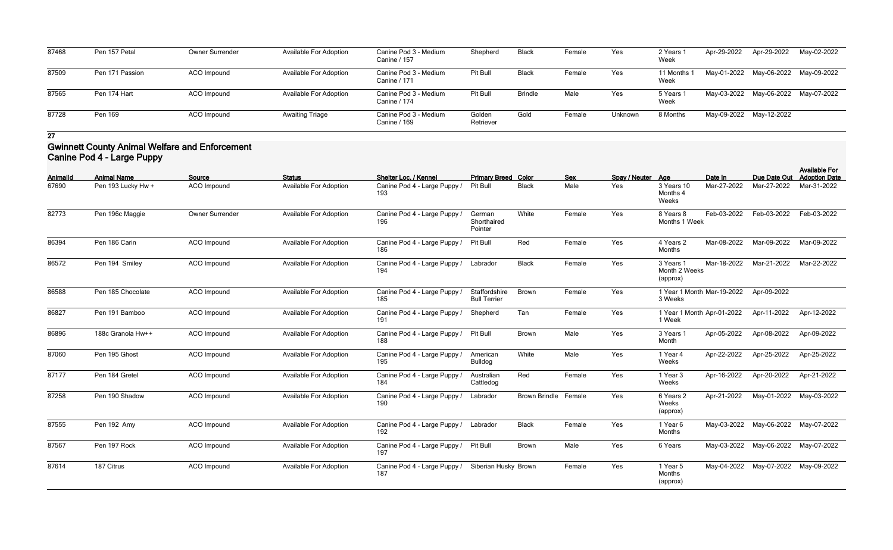| AnimalId | Animal Name | Source | Status | Shelter Loc. / Kennel | Primary Breed | Color | Sex | Spay / Neuter | Age | Date In | Due Date Out | Available For Adoption Date |
|---|---|---|---|---|---|---|---|---|---|---|---|---|
| 87468 | Pen 157 Petal | Owner Surrender | Available For Adoption | Canine Pod 3 - Medium Canine / 157 | Shepherd | Black | Female | Yes | 2 Years 1 Week | Apr-29-2022 | Apr-29-2022 | May-02-2022 |
| 87509 | Pen 171 Passion | ACO Impound | Available For Adoption | Canine Pod 3 - Medium Canine / 171 | Pit Bull | Black | Female | Yes | 11 Months 1 Week | May-01-2022 | May-06-2022 | May-09-2022 |
| 87565 | Pen 174 Hart | ACO Impound | Available For Adoption | Canine Pod 3 - Medium Canine / 174 | Pit Bull | Brindle | Male | Yes | 5 Years 1 Week | May-03-2022 | May-06-2022 | May-07-2022 |
| 87728 | Pen 169 | ACO Impound | Awaiting Triage | Canine Pod 3 - Medium Canine / 169 | Golden Retriever | Gold | Female | Unknown | 8 Months | May-09-2022 | May-12-2022 | |

**27**

## Gwinnett County Animal Welfare and Enforcement
## Canine Pod 4 - Large Puppy

| AnimalId | Animal Name | Source | Status | Shelter Loc. / Kennel | Primary Breed | Color | Sex | Spay / Neuter | Age | Date In | Due Date Out | Available For Adoption Date |
|---|---|---|---|---|---|---|---|---|---|---|---|---|
| 67690 | Pen 193 Lucky Hw + | ACO Impound | Available For Adoption | Canine Pod 4 - Large Puppy / 193 | Pit Bull | Black | Male | Yes | 3 Years 10 Months 4 Weeks | Mar-27-2022 | Mar-27-2022 | Mar-31-2022 |
| 82773 | Pen 196c Maggie | Owner Surrender | Available For Adoption | Canine Pod 4 - Large Puppy / 196 | German Shorthaired Pointer | White | Female | Yes | 8 Years 8 Months 1 Week | Feb-03-2022 | Feb-03-2022 | Feb-03-2022 |
| 86394 | Pen 186 Carin | ACO Impound | Available For Adoption | Canine Pod 4 - Large Puppy / 186 | Pit Bull | Red | Female | Yes | 4 Years 2 Months | Mar-08-2022 | Mar-09-2022 | Mar-09-2022 |
| 86572 | Pen 194 Smiley | ACO Impound | Available For Adoption | Canine Pod 4 - Large Puppy / 194 | Labrador | Black | Female | Yes | 3 Years 1 Month 2 Weeks (approx) | Mar-18-2022 | Mar-21-2022 | Mar-22-2022 |
| 86588 | Pen 185 Chocolate | ACO Impound | Available For Adoption | Canine Pod 4 - Large Puppy / 185 | Staffordshire Bull Terrier | Brown | Female | Yes | 1 Year 1 Month 3 Weeks | Mar-19-2022 | Apr-09-2022 | |
| 86827 | Pen 191 Bamboo | ACO Impound | Available For Adoption | Canine Pod 4 - Large Puppy / 191 | Shepherd | Tan | Female | Yes | 1 Year 1 Month 1 Week | Apr-01-2022 | Apr-11-2022 | Apr-12-2022 |
| 86896 | 188c Granola Hw++ | ACO Impound | Available For Adoption | Canine Pod 4 - Large Puppy / 188 | Pit Bull | Brown | Male | Yes | 3 Years 1 Month | Apr-05-2022 | Apr-08-2022 | Apr-09-2022 |
| 87060 | Pen 195 Ghost | ACO Impound | Available For Adoption | Canine Pod 4 - Large Puppy / 195 | American Bulldog | White | Male | Yes | 1 Year 4 Weeks | Apr-22-2022 | Apr-25-2022 | Apr-25-2022 |
| 87177 | Pen 184 Gretel | ACO Impound | Available For Adoption | Canine Pod 4 - Large Puppy / 184 | Australian Cattledog | Red | Female | Yes | 1 Year 3 Weeks | Apr-16-2022 | Apr-20-2022 | Apr-21-2022 |
| 87258 | Pen 190 Shadow | ACO Impound | Available For Adoption | Canine Pod 4 - Large Puppy / 190 | Labrador | Brown Brindle | Female | Yes | 6 Years 2 Weeks (approx) | Apr-21-2022 | May-01-2022 | May-03-2022 |
| 87555 | Pen 192 Amy | ACO Impound | Available For Adoption | Canine Pod 4 - Large Puppy / 192 | Labrador | Black | Female | Yes | 1 Year 6 Months | May-03-2022 | May-06-2022 | May-07-2022 |
| 87567 | Pen 197 Rock | ACO Impound | Available For Adoption | Canine Pod 4 - Large Puppy / 197 | Pit Bull | Brown | Male | Yes | 6 Years | May-03-2022 | May-06-2022 | May-07-2022 |
| 87614 | 187 Citrus | ACO Impound | Available For Adoption | Canine Pod 4 - Large Puppy / 187 | Siberian Husky | Brown | Female | Yes | 1 Year 5 Months (approx) | May-04-2022 | May-07-2022 | May-09-2022 |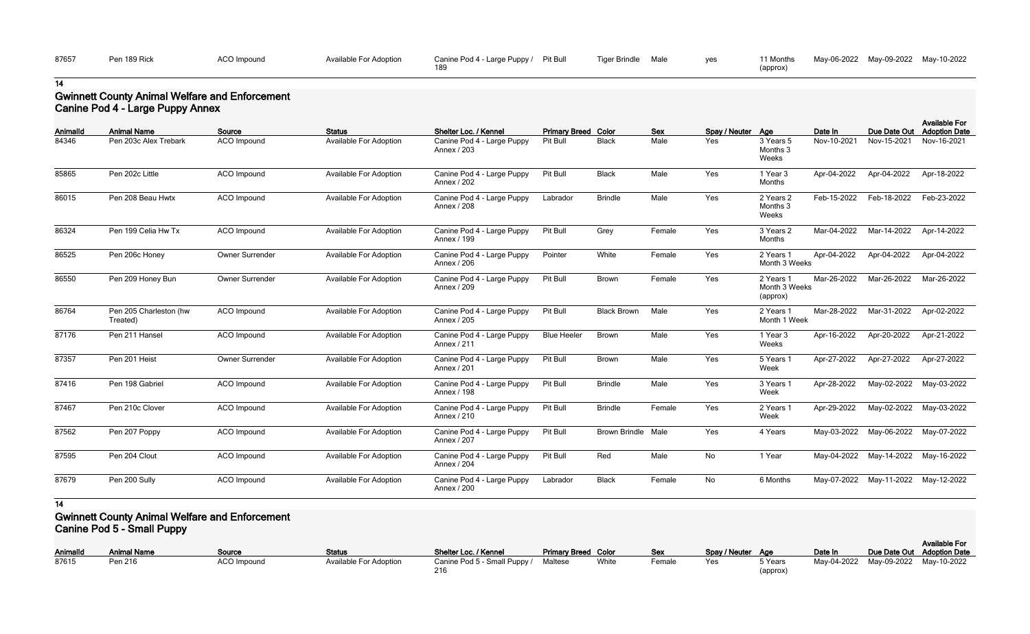| 87657 | Pen 189 Rick | ACO Impound | Available For Adoption | Canine Pod 4 - Large Puppy / 189 | Pit Bull | Tiger Brindle | Male | yes | 11 Months (approx) | May-06-2022 | May-09-2022 | May-10-2022 |
|---|---|---|---|---|---|---|---|---|---|---|---|---|

14

## Gwinnett County Animal Welfare and Enforcement
### Canine Pod 4 - Large Puppy Annex

| AnimalId | Animal Name | Source | Status | Shelter Loc. / Kennel | Primary Breed | Color | Sex | Spay / Neuter | Age | Date In | Due Date Out | Available For Adoption Date |
|---|---|---|---|---|---|---|---|---|---|---|---|---|
| 84346 | Pen 203c Alex Trebark | ACO Impound | Available For Adoption | Canine Pod 4 - Large Puppy Annex / 203 | Pit Bull | Black | Male | Yes | 3 Years 5 Months 3 Weeks | Nov-10-2021 | Nov-15-2021 | Nov-16-2021 |
| 85865 | Pen 202c Little | ACO Impound | Available For Adoption | Canine Pod 4 - Large Puppy Annex / 202 | Pit Bull | Black | Male | Yes | 1 Year 3 Months | Apr-04-2022 | Apr-04-2022 | Apr-18-2022 |
| 86015 | Pen 208 Beau Hwtx | ACO Impound | Available For Adoption | Canine Pod 4 - Large Puppy Annex / 208 | Labrador | Brindle | Male | Yes | 2 Years 2 Months 3 Weeks | Feb-15-2022 | Feb-18-2022 | Feb-23-2022 |
| 86324 | Pen 199 Celia Hw Tx | ACO Impound | Available For Adoption | Canine Pod 4 - Large Puppy Annex / 199 | Pit Bull | Grey | Female | Yes | 3 Years 2 Months | Mar-04-2022 | Mar-14-2022 | Apr-14-2022 |
| 86525 | Pen 206c Honey | Owner Surrender | Available For Adoption | Canine Pod 4 - Large Puppy Annex / 206 | Pointer | White | Female | Yes | 2 Years 1 Month 3 Weeks | Apr-04-2022 | Apr-04-2022 | Apr-04-2022 |
| 86550 | Pen 209 Honey Bun | Owner Surrender | Available For Adoption | Canine Pod 4 - Large Puppy Annex / 209 | Pit Bull | Brown | Female | Yes | 2 Years 1 Month 3 Weeks (approx) | Mar-26-2022 | Mar-26-2022 | Mar-26-2022 |
| 86764 | Pen 205 Charleston (hw Treated) | ACO Impound | Available For Adoption | Canine Pod 4 - Large Puppy Annex / 205 | Pit Bull | Black Brown | Male | Yes | 2 Years 1 Month 1 Week | Mar-28-2022 | Mar-31-2022 | Apr-02-2022 |
| 87176 | Pen 211 Hansel | ACO Impound | Available For Adoption | Canine Pod 4 - Large Puppy Annex / 211 | Blue Heeler | Brown | Male | Yes | 1 Year 3 Weeks | Apr-16-2022 | Apr-20-2022 | Apr-21-2022 |
| 87357 | Pen 201 Heist | Owner Surrender | Available For Adoption | Canine Pod 4 - Large Puppy Annex / 201 | Pit Bull | Brown | Male | Yes | 5 Years 1 Week | Apr-27-2022 | Apr-27-2022 | Apr-27-2022 |
| 87416 | Pen 198 Gabriel | ACO Impound | Available For Adoption | Canine Pod 4 - Large Puppy Annex / 198 | Pit Bull | Brindle | Male | Yes | 3 Years 1 Week | Apr-28-2022 | May-02-2022 | May-03-2022 |
| 87467 | Pen 210c Clover | ACO Impound | Available For Adoption | Canine Pod 4 - Large Puppy Annex / 210 | Pit Bull | Brindle | Female | Yes | 2 Years 1 Week | Apr-29-2022 | May-02-2022 | May-03-2022 |
| 87562 | Pen 207 Poppy | ACO Impound | Available For Adoption | Canine Pod 4 - Large Puppy Annex / 207 | Pit Bull | Brown Brindle | Male | Yes | 4 Years | May-03-2022 | May-06-2022 | May-07-2022 |
| 87595 | Pen 204 Clout | ACO Impound | Available For Adoption | Canine Pod 4 - Large Puppy Annex / 204 | Pit Bull | Red | Male | No | 1 Year | May-04-2022 | May-14-2022 | May-16-2022 |
| 87679 | Pen 200 Sully | ACO Impound | Available For Adoption | Canine Pod 4 - Large Puppy Annex / 200 | Labrador | Black | Female | No | 6 Months | May-07-2022 | May-11-2022 | May-12-2022 |

14

## Gwinnett County Animal Welfare and Enforcement
### Canine Pod 5 - Small Puppy

| AnimalId | Animal Name | Source | Status | Shelter Loc. / Kennel | Primary Breed | Color | Sex | Spay / Neuter | Age | Date In | Due Date Out | Available For Adoption Date |
|---|---|---|---|---|---|---|---|---|---|---|---|---|
| 87615 | Pen 216 | ACO Impound | Available For Adoption | Canine Pod 5 - Small Puppy / 216 | Maltese | White | Female | Yes | 5 Years (approx) | May-04-2022 | May-09-2022 | May-10-2022 |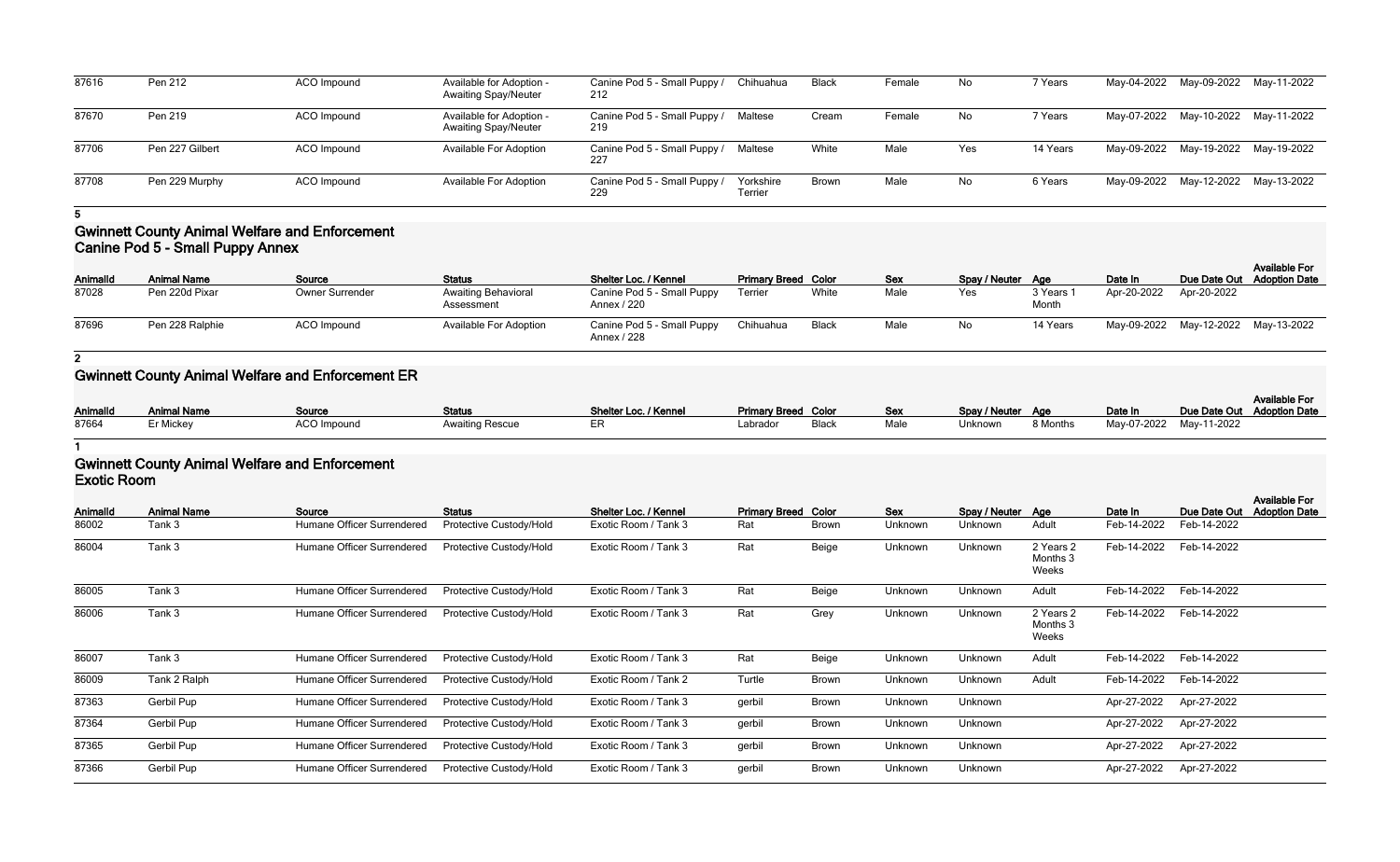| AnimalId | Animal Name | Source | Status | Shelter Loc. / Kennel | Primary Breed | Color | Sex | Spay / Neuter | Age | Date In | Due Date Out | Available For Adoption Date |
|---|---|---|---|---|---|---|---|---|---|---|---|---|
| 87616 | Pen 212 | ACO Impound | Available for Adoption - Awaiting Spay/Neuter | Canine Pod 5 - Small Puppy / 212 | Chihuahua | Black | Female | No | 7 Years | May-04-2022 | May-09-2022 | May-11-2022 |
| 87670 | Pen 219 | ACO Impound | Available for Adoption - Awaiting Spay/Neuter | Canine Pod 5 - Small Puppy / 219 | Maltese | Cream | Female | No | 7 Years | May-07-2022 | May-10-2022 | May-11-2022 |
| 87706 | Pen 227 Gilbert | ACO Impound | Available For Adoption | Canine Pod 5 - Small Puppy / 227 | Maltese | White | Male | Yes | 14 Years | May-09-2022 | May-19-2022 | May-19-2022 |
| 87708 | Pen 229 Murphy | ACO Impound | Available For Adoption | Canine Pod 5 - Small Puppy / 229 | Yorkshire Terrier | Brown | Male | No | 6 Years | May-09-2022 | May-12-2022 | May-13-2022 |

**5**

## Gwinnett County Animal Welfare and Enforcement Canine Pod 5 - Small Puppy Annex

| AnimalId | Animal Name | Source | Status | Shelter Loc. / Kennel | Primary Breed | Color | Sex | Spay / Neuter | Age | Date In | Due Date Out | Available For Adoption Date |
|---|---|---|---|---|---|---|---|---|---|---|---|---|
| 87028 | Pen 220d Pixar | Owner Surrender | Awaiting Behavioral Assessment | Canine Pod 5 - Small Puppy Annex / 220 | Terrier | White | Male | Yes | 3 Years 1 Month | Apr-20-2022 | Apr-20-2022 | |
| 87696 | Pen 228 Ralphie | ACO Impound | Available For Adoption | Canine Pod 5 - Small Puppy Annex / 228 | Chihuahua | Black | Male | No | 14 Years | May-09-2022 | May-12-2022 | May-13-2022 |

**2**

## Gwinnett County Animal Welfare and Enforcement ER

| AnimalId | Animal Name | Source | Status | Shelter Loc. / Kennel | Primary Breed | Color | Sex | Spay / Neuter | Age | Date In | Due Date Out | Available For Adoption Date |
|---|---|---|---|---|---|---|---|---|---|---|---|---|
| 87664 | Er Mickey | ACO Impound | Awaiting Rescue | ER | Labrador | Black | Male | Unknown | 8 Months | May-07-2022 | May-11-2022 | |

**1**

## Gwinnett County Animal Welfare and Enforcement Exotic Room

| AnimalId | Animal Name | Source | Status | Shelter Loc. / Kennel | Primary Breed | Color | Sex | Spay / Neuter | Age | Date In | Due Date Out | Available For Adoption Date |
|---|---|---|---|---|---|---|---|---|---|---|---|---|
| 86002 | Tank 3 | Humane Officer Surrendered | Protective Custody/Hold | Exotic Room / Tank 3 | Rat | Brown | Unknown | Unknown | Adult | Feb-14-2022 | Feb-14-2022 | |
| 86004 | Tank 3 | Humane Officer Surrendered | Protective Custody/Hold | Exotic Room / Tank 3 | Rat | Beige | Unknown | Unknown | 2 Years 2 Months 3 Weeks | Feb-14-2022 | Feb-14-2022 | |
| 86005 | Tank 3 | Humane Officer Surrendered | Protective Custody/Hold | Exotic Room / Tank 3 | Rat | Beige | Unknown | Unknown | Adult | Feb-14-2022 | Feb-14-2022 | |
| 86006 | Tank 3 | Humane Officer Surrendered | Protective Custody/Hold | Exotic Room / Tank 3 | Rat | Grey | Unknown | Unknown | 2 Years 2 Months 3 Weeks | Feb-14-2022 | Feb-14-2022 | |
| 86007 | Tank 3 | Humane Officer Surrendered | Protective Custody/Hold | Exotic Room / Tank 3 | Rat | Beige | Unknown | Unknown | Adult | Feb-14-2022 | Feb-14-2022 | |
| 86009 | Tank 2 Ralph | Humane Officer Surrendered | Protective Custody/Hold | Exotic Room / Tank 2 | Turtle | Brown | Unknown | Unknown | Adult | Feb-14-2022 | Feb-14-2022 | |
| 87363 | Gerbil Pup | Humane Officer Surrendered | Protective Custody/Hold | Exotic Room / Tank 3 | gerbil | Brown | Unknown | Unknown | | Apr-27-2022 | Apr-27-2022 | |
| 87364 | Gerbil Pup | Humane Officer Surrendered | Protective Custody/Hold | Exotic Room / Tank 3 | gerbil | Brown | Unknown | Unknown | | Apr-27-2022 | Apr-27-2022 | |
| 87365 | Gerbil Pup | Humane Officer Surrendered | Protective Custody/Hold | Exotic Room / Tank 3 | gerbil | Brown | Unknown | Unknown | | Apr-27-2022 | Apr-27-2022 | |
| 87366 | Gerbil Pup | Humane Officer Surrendered | Protective Custody/Hold | Exotic Room / Tank 3 | gerbil | Brown | Unknown | Unknown | | Apr-27-2022 | Apr-27-2022 | |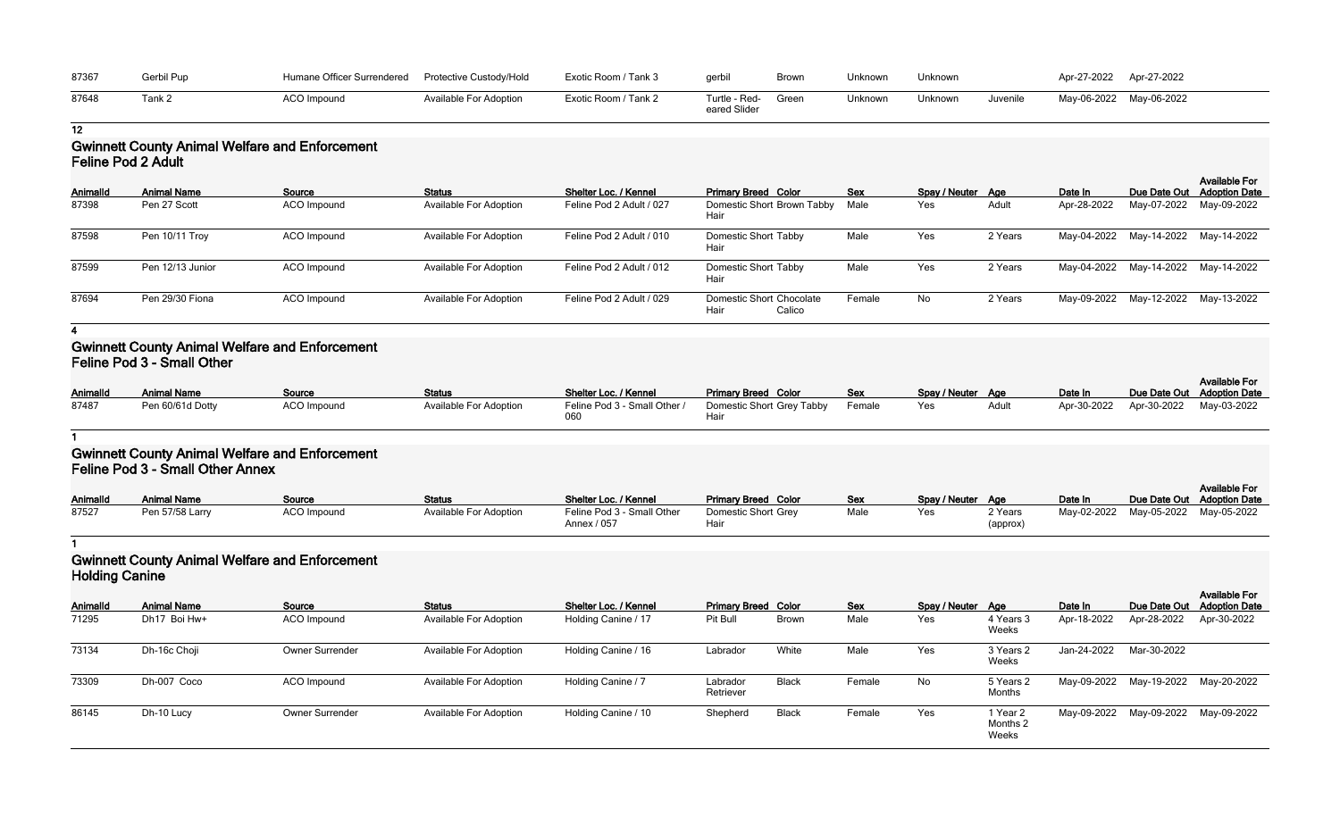| 87367 | Gerbil Pup | Humane Officer Surrendered | Protective Custody/Hold | Exotic Room / Tank 3 | gerbil | Brown | Unknown | Unknown | | Apr-27-2022 | Apr-27-2022 | |
|---|---|---|---|---|---|---|---|---|---|---|---|---|
| 87648 | Tank 2 | ACO Impound | Available For Adoption | Exotic Room / Tank 2 | Turtle - Red-eared Slider | Green | Unknown | Unknown | Juvenile | May-06-2022 | May-06-2022 | |

**12**

## Gwinnett County Animal Welfare and Enforcement
### Feline Pod 2 Adult

| AnimalId | Animal Name | Source | Status | Shelter Loc. / Kennel | Primary Breed | Color | Sex | Spay / Neuter | Age | Date In | Due Date Out | Available For Adoption Date |
|---|---|---|---|---|---|---|---|---|---|---|---|---|
| 87398 | Pen 27 Scott | ACO Impound | Available For Adoption | Feline Pod 2 Adult / 027 | Domestic Short Hair | Brown Tabby | Male | Yes | Adult | Apr-28-2022 | May-07-2022 | May-09-2022 |
| 87598 | Pen 10/11 Troy | ACO Impound | Available For Adoption | Feline Pod 2 Adult / 010 | Domestic Short Hair | Tabby | Male | Yes | 2 Years | May-04-2022 | May-14-2022 | May-14-2022 |
| 87599 | Pen 12/13 Junior | ACO Impound | Available For Adoption | Feline Pod 2 Adult / 012 | Domestic Short Hair | Tabby | Male | Yes | 2 Years | May-04-2022 | May-14-2022 | May-14-2022 |
| 87694 | Pen 29/30 Fiona | ACO Impound | Available For Adoption | Feline Pod 2 Adult / 029 | Domestic Short Hair | Chocolate Calico | Female | No | 2 Years | May-09-2022 | May-12-2022 | May-13-2022 |

**4**

## Gwinnett County Animal Welfare and Enforcement
### Feline Pod 3 - Small Other

| AnimalId | Animal Name | Source | Status | Shelter Loc. / Kennel | Primary Breed | Color | Sex | Spay / Neuter | Age | Date In | Due Date Out | Available For Adoption Date |
|---|---|---|---|---|---|---|---|---|---|---|---|---|
| 87487 | Pen 60/61d Dotty | ACO Impound | Available For Adoption | Feline Pod 3 - Small Other / 060 | Domestic Short Hair | Grey Tabby | Female | Yes | Adult | Apr-30-2022 | Apr-30-2022 | May-03-2022 |

**1**

## Gwinnett County Animal Welfare and Enforcement
### Feline Pod 3 - Small Other Annex

| AnimalId | Animal Name | Source | Status | Shelter Loc. / Kennel | Primary Breed | Color | Sex | Spay / Neuter | Age | Date In | Due Date Out | Available For Adoption Date |
|---|---|---|---|---|---|---|---|---|---|---|---|---|
| 87527 | Pen 57/58 Larry | ACO Impound | Available For Adoption | Feline Pod 3 - Small Other Annex / 057 | Domestic Short Hair | Grey | Male | Yes | 2 Years (approx) | May-02-2022 | May-05-2022 | May-05-2022 |

**1**

## Gwinnett County Animal Welfare and Enforcement
### Holding Canine

| AnimalId | Animal Name | Source | Status | Shelter Loc. / Kennel | Primary Breed | Color | Sex | Spay / Neuter | Age | Date In | Due Date Out | Available For Adoption Date |
|---|---|---|---|---|---|---|---|---|---|---|---|---|
| 71295 | Dh17 Boi Hw+ | ACO Impound | Available For Adoption | Holding Canine / 17 | Pit Bull | Brown | Male | Yes | 4 Years 3 Weeks | Apr-18-2022 | Apr-28-2022 | Apr-30-2022 |
| 73134 | Dh-16c Choji | Owner Surrender | Available For Adoption | Holding Canine / 16 | Labrador | White | Male | Yes | 3 Years 2 Weeks | Jan-24-2022 | Mar-30-2022 | |
| 73309 | Dh-007 Coco | ACO Impound | Available For Adoption | Holding Canine / 7 | Labrador Retriever | Black | Female | No | 5 Years 2 Months | May-09-2022 | May-19-2022 | May-20-2022 |
| 86145 | Dh-10 Lucy | Owner Surrender | Available For Adoption | Holding Canine / 10 | Shepherd | Black | Female | Yes | 1 Year 2 Months 2 Weeks | May-09-2022 | May-09-2022 | May-09-2022 |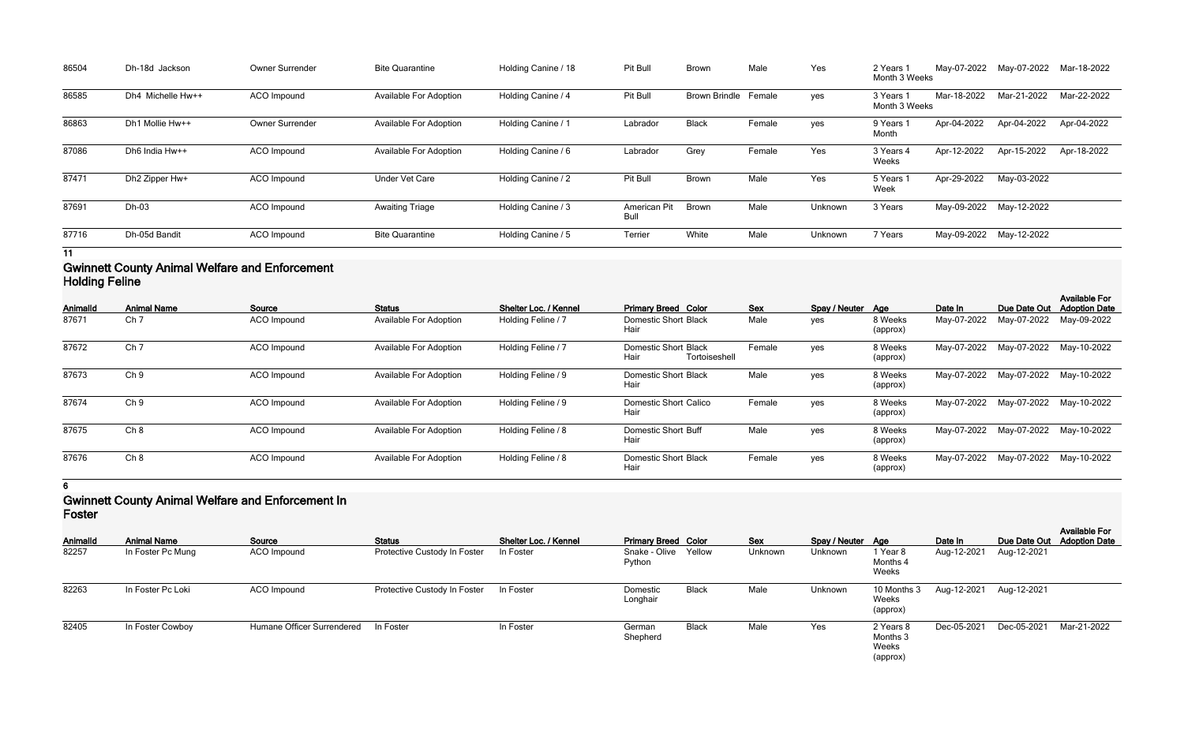| 86504 | Dh-18d Jackson | Owner Surrender | Bite Quarantine | Holding Canine / 18 | Pit Bull | Brown | Male | Yes | 2 Years 1 Month 3 Weeks | May-07-2022 | May-07-2022 | Mar-18-2022 |
|---|---|---|---|---|---|---|---|---|---|---|---|---|
| 86585 | Dh4 Michelle Hw++ | ACO Impound | Available For Adoption | Holding Canine / 4 | Pit Bull | Brown Brindle | Female | yes | 3 Years 1 Month 3 Weeks | Mar-18-2022 | Mar-21-2022 | Mar-22-2022 |
| 86863 | Dh1 Mollie Hw++ | Owner Surrender | Available For Adoption | Holding Canine / 1 | Labrador | Black | Female | yes | 9 Years 1 Month | Apr-04-2022 | Apr-04-2022 | Apr-04-2022 |
| 87086 | Dh6 India Hw++ | ACO Impound | Available For Adoption | Holding Canine / 6 | Labrador | Grey | Female | Yes | 3 Years 4 Weeks | Apr-12-2022 | Apr-15-2022 | Apr-18-2022 |
| 87471 | Dh2 Zipper Hw+ | ACO Impound | Under Vet Care | Holding Canine / 2 | Pit Bull | Brown | Male | Yes | 5 Years 1 Week | Apr-29-2022 | May-03-2022 | |
| 87691 | Dh-03 | ACO Impound | Awaiting Triage | Holding Canine / 3 | American Pit Bull | Brown | Male | Unknown | 3 Years | May-09-2022 | May-12-2022 | |
| 87716 | Dh-05d Bandit | ACO Impound | Bite Quarantine | Holding Canine / 5 | Terrier | White | Male | Unknown | 7 Years | May-09-2022 | May-12-2022 | |

**11**

## Gwinnett County Animal Welfare and Enforcement Holding Feline

| AnimalId | Animal Name | Source | Status | Shelter Loc. / Kennel | Primary Breed | Color | Sex | Spay / Neuter | Age | Date In | Due Date Out | Available For Adoption Date |
|---|---|---|---|---|---|---|---|---|---|---|---|---|
| 87671 | Ch 7 | ACO Impound | Available For Adoption | Holding Feline / 7 | Domestic Short Hair | Black | Male | yes | 8 Weeks (approx) | May-07-2022 | May-07-2022 | May-09-2022 |
| 87672 | Ch 7 | ACO Impound | Available For Adoption | Holding Feline / 7 | Domestic Short Hair | Black Tortoiseshell | Female | yes | 8 Weeks (approx) | May-07-2022 | May-07-2022 | May-10-2022 |
| 87673 | Ch 9 | ACO Impound | Available For Adoption | Holding Feline / 9 | Domestic Short Hair | Black | Male | yes | 8 Weeks (approx) | May-07-2022 | May-07-2022 | May-10-2022 |
| 87674 | Ch 9 | ACO Impound | Available For Adoption | Holding Feline / 9 | Domestic Short Hair | Calico | Female | yes | 8 Weeks (approx) | May-07-2022 | May-07-2022 | May-10-2022 |
| 87675 | Ch 8 | ACO Impound | Available For Adoption | Holding Feline / 8 | Domestic Short Hair | Buff | Male | yes | 8 Weeks (approx) | May-07-2022 | May-07-2022 | May-10-2022 |
| 87676 | Ch 8 | ACO Impound | Available For Adoption | Holding Feline / 8 | Domestic Short Hair | Black | Female | yes | 8 Weeks (approx) | May-07-2022 | May-07-2022 | May-10-2022 |

**6**

## Gwinnett County Animal Welfare and Enforcement In Foster

| AnimalId | Animal Name | Source | Status | Shelter Loc. / Kennel | Primary Breed | Color | Sex | Spay / Neuter | Age | Date In | Due Date Out | Available For Adoption Date |
|---|---|---|---|---|---|---|---|---|---|---|---|---|
| 82257 | In Foster Pc Mung | ACO Impound | Protective Custody In Foster | In Foster | Snake - Olive Python | Yellow | Unknown | Unknown | 1 Year 8 Months 4 Weeks | Aug-12-2021 | Aug-12-2021 | |
| 82263 | In Foster Pc Loki | ACO Impound | Protective Custody In Foster | In Foster | Domestic Longhair | Black | Male | Unknown | 10 Months 3 Weeks (approx) | Aug-12-2021 | Aug-12-2021 | |
| 82405 | In Foster Cowboy | Humane Officer Surrendered | In Foster | In Foster | German Shepherd | Black | Male | Yes | 2 Years 8 Months 3 Weeks (approx) | Dec-05-2021 | Dec-05-2021 | Mar-21-2022 |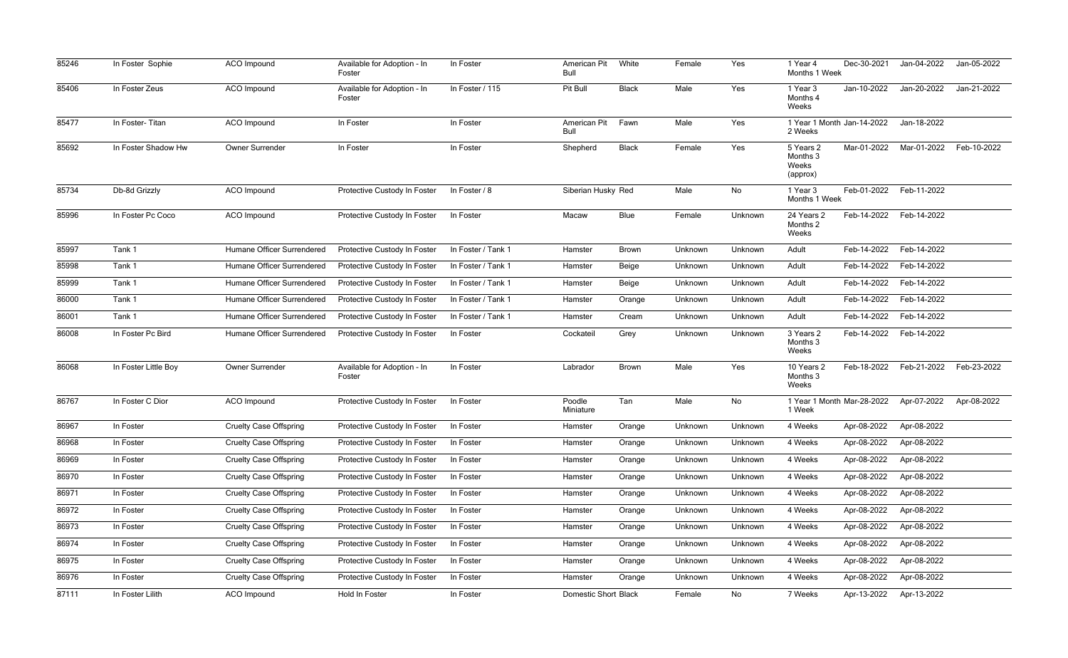| 85246 | In Foster Sophie | ACO Impound | Available for Adoption - In Foster | In Foster | American Pit Bull | White | Female | Yes | 1 Year 4 Months 1 Week | Dec-30-2021 | Jan-04-2022 | Jan-05-2022 |
|---|---|---|---|---|---|---|---|---|---|---|---|---|
| 85406 | In Foster Zeus | ACO Impound | Available for Adoption - In Foster | In Foster / 115 | Pit Bull | Black | Male | Yes | 1 Year 3 Months 4 Weeks | Jan-10-2022 | Jan-20-2022 | Jan-21-2022 |
| 85477 | In Foster- Titan | ACO Impound | In Foster | In Foster | American Pit Bull | Fawn | Male | Yes | 1 Year 1 Month 2 Weeks | Jan-14-2022 | Jan-18-2022 | |
| 85692 | In Foster Shadow Hw | Owner Surrender | In Foster | In Foster | Shepherd | Black | Female | Yes | 5 Years 2 Months 3 Weeks (approx) | Mar-01-2022 | Mar-01-2022 | Feb-10-2022 |
| 85734 | Db-8d Grizzly | ACO Impound | Protective Custody In Foster | In Foster / 8 | Siberian Husky | Red | Male | No | 1 Year 3 Months 1 Week | Feb-01-2022 | Feb-11-2022 | |
| 85996 | In Foster Pc Coco | ACO Impound | Protective Custody In Foster | In Foster | Macaw | Blue | Female | Unknown | 24 Years 2 Months 2 Weeks | Feb-14-2022 | Feb-14-2022 | |
| 85997 | Tank 1 | Humane Officer Surrendered | Protective Custody In Foster | In Foster / Tank 1 | Hamster | Brown | Unknown | Unknown | Adult | Feb-14-2022 | Feb-14-2022 | |
| 85998 | Tank 1 | Humane Officer Surrendered | Protective Custody In Foster | In Foster / Tank 1 | Hamster | Beige | Unknown | Unknown | Adult | Feb-14-2022 | Feb-14-2022 | |
| 85999 | Tank 1 | Humane Officer Surrendered | Protective Custody In Foster | In Foster / Tank 1 | Hamster | Beige | Unknown | Unknown | Adult | Feb-14-2022 | Feb-14-2022 | |
| 86000 | Tank 1 | Humane Officer Surrendered | Protective Custody In Foster | In Foster / Tank 1 | Hamster | Orange | Unknown | Unknown | Adult | Feb-14-2022 | Feb-14-2022 | |
| 86001 | Tank 1 | Humane Officer Surrendered | Protective Custody In Foster | In Foster / Tank 1 | Hamster | Cream | Unknown | Unknown | Adult | Feb-14-2022 | Feb-14-2022 | |
| 86008 | In Foster Pc Bird | Humane Officer Surrendered | Protective Custody In Foster | In Foster | Cockateil | Grey | Unknown | Unknown | 3 Years 2 Months 3 Weeks | Feb-14-2022 | Feb-14-2022 | |
| 86068 | In Foster Little Boy | Owner Surrender | Available for Adoption - In Foster | In Foster | Labrador | Brown | Male | Yes | 10 Years 2 Months 3 Weeks | Feb-18-2022 | Feb-21-2022 | Feb-23-2022 |
| 86767 | In Foster C Dior | ACO Impound | Protective Custody In Foster | In Foster | Poodle Miniature | Tan | Male | No | 1 Year 1 Month 1 Week | Mar-28-2022 | Apr-07-2022 | Apr-08-2022 |
| 86967 | In Foster | Cruelty Case Offspring | Protective Custody In Foster | In Foster | Hamster | Orange | Unknown | Unknown | 4 Weeks | Apr-08-2022 | Apr-08-2022 | |
| 86968 | In Foster | Cruelty Case Offspring | Protective Custody In Foster | In Foster | Hamster | Orange | Unknown | Unknown | 4 Weeks | Apr-08-2022 | Apr-08-2022 | |
| 86969 | In Foster | Cruelty Case Offspring | Protective Custody In Foster | In Foster | Hamster | Orange | Unknown | Unknown | 4 Weeks | Apr-08-2022 | Apr-08-2022 | |
| 86970 | In Foster | Cruelty Case Offspring | Protective Custody In Foster | In Foster | Hamster | Orange | Unknown | Unknown | 4 Weeks | Apr-08-2022 | Apr-08-2022 | |
| 86971 | In Foster | Cruelty Case Offspring | Protective Custody In Foster | In Foster | Hamster | Orange | Unknown | Unknown | 4 Weeks | Apr-08-2022 | Apr-08-2022 | |
| 86972 | In Foster | Cruelty Case Offspring | Protective Custody In Foster | In Foster | Hamster | Orange | Unknown | Unknown | 4 Weeks | Apr-08-2022 | Apr-08-2022 | |
| 86973 | In Foster | Cruelty Case Offspring | Protective Custody In Foster | In Foster | Hamster | Orange | Unknown | Unknown | 4 Weeks | Apr-08-2022 | Apr-08-2022 | |
| 86974 | In Foster | Cruelty Case Offspring | Protective Custody In Foster | In Foster | Hamster | Orange | Unknown | Unknown | 4 Weeks | Apr-08-2022 | Apr-08-2022 | |
| 86975 | In Foster | Cruelty Case Offspring | Protective Custody In Foster | In Foster | Hamster | Orange | Unknown | Unknown | 4 Weeks | Apr-08-2022 | Apr-08-2022 | |
| 86976 | In Foster | Cruelty Case Offspring | Protective Custody In Foster | In Foster | Hamster | Orange | Unknown | Unknown | 4 Weeks | Apr-08-2022 | Apr-08-2022 | |
| 87111 | In Foster Lilith | ACO Impound | Hold In Foster | In Foster | Domestic Short | Black | Female | No | 7 Weeks | Apr-13-2022 | Apr-13-2022 | |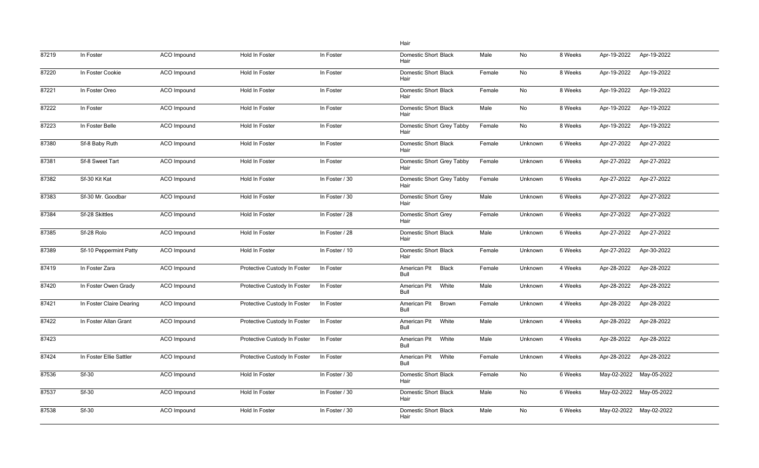| | | | | | Hair | | | | | |
|---|---|---|---|---|---|---|---|---|---|---|
| 87219 | In Foster | ACO Impound | Hold In Foster | In Foster | Domestic Short Black Hair | Male | No | 8 Weeks | Apr-19-2022 | Apr-19-2022 |
| 87220 | In Foster Cookie | ACO Impound | Hold In Foster | In Foster | Domestic Short Black Hair | Female | No | 8 Weeks | Apr-19-2022 | Apr-19-2022 |
| 87221 | In Foster Oreo | ACO Impound | Hold In Foster | In Foster | Domestic Short Black Hair | Female | No | 8 Weeks | Apr-19-2022 | Apr-19-2022 |
| 87222 | In Foster | ACO Impound | Hold In Foster | In Foster | Domestic Short Black Hair | Male | No | 8 Weeks | Apr-19-2022 | Apr-19-2022 |
| 87223 | In Foster Belle | ACO Impound | Hold In Foster | In Foster | Domestic Short Grey Tabby Hair | Female | No | 8 Weeks | Apr-19-2022 | Apr-19-2022 |
| 87380 | Sf-8 Baby Ruth | ACO Impound | Hold In Foster | In Foster | Domestic Short Black Hair | Female | Unknown | 6 Weeks | Apr-27-2022 | Apr-27-2022 |
| 87381 | Sf-8 Sweet Tart | ACO Impound | Hold In Foster | In Foster | Domestic Short Grey Tabby Hair | Female | Unknown | 6 Weeks | Apr-27-2022 | Apr-27-2022 |
| 87382 | Sf-30 Kit Kat | ACO Impound | Hold In Foster | In Foster / 30 | Domestic Short Grey Tabby Hair | Female | Unknown | 6 Weeks | Apr-27-2022 | Apr-27-2022 |
| 87383 | Sf-30 Mr. Goodbar | ACO Impound | Hold In Foster | In Foster / 30 | Domestic Short Grey Hair | Male | Unknown | 6 Weeks | Apr-27-2022 | Apr-27-2022 |
| 87384 | Sf-28 Skittles | ACO Impound | Hold In Foster | In Foster / 28 | Domestic Short Grey Hair | Female | Unknown | 6 Weeks | Apr-27-2022 | Apr-27-2022 |
| 87385 | Sf-28 Rolo | ACO Impound | Hold In Foster | In Foster / 28 | Domestic Short Black Hair | Male | Unknown | 6 Weeks | Apr-27-2022 | Apr-27-2022 |
| 87389 | Sf-10 Peppermint Patty | ACO Impound | Hold In Foster | In Foster / 10 | Domestic Short Black Hair | Female | Unknown | 6 Weeks | Apr-27-2022 | Apr-30-2022 |
| 87419 | In Foster Zara | ACO Impound | Protective Custody In Foster | In Foster | American Pit Bull Black | Female | Unknown | 4 Weeks | Apr-28-2022 | Apr-28-2022 |
| 87420 | In Foster Owen Grady | ACO Impound | Protective Custody In Foster | In Foster | American Pit Bull White | Male | Unknown | 4 Weeks | Apr-28-2022 | Apr-28-2022 |
| 87421 | In Foster Claire Dearing | ACO Impound | Protective Custody In Foster | In Foster | American Pit Bull Brown | Female | Unknown | 4 Weeks | Apr-28-2022 | Apr-28-2022 |
| 87422 | In Foster Allan Grant | ACO Impound | Protective Custody In Foster | In Foster | American Pit Bull White | Male | Unknown | 4 Weeks | Apr-28-2022 | Apr-28-2022 |
| 87423 | | ACO Impound | Protective Custody In Foster | In Foster | American Pit Bull White | Male | Unknown | 4 Weeks | Apr-28-2022 | Apr-28-2022 |
| 87424 | In Foster Ellie Sattler | ACO Impound | Protective Custody In Foster | In Foster | American Pit Bull White | Female | Unknown | 4 Weeks | Apr-28-2022 | Apr-28-2022 |
| 87536 | Sf-30 | ACO Impound | Hold In Foster | In Foster / 30 | Domestic Short Black Hair | Female | No | 6 Weeks | May-02-2022 | May-05-2022 |
| 87537 | Sf-30 | ACO Impound | Hold In Foster | In Foster / 30 | Domestic Short Black Hair | Male | No | 6 Weeks | May-02-2022 | May-05-2022 |
| 87538 | Sf-30 | ACO Impound | Hold In Foster | In Foster / 30 | Domestic Short Black Hair | Male | No | 6 Weeks | May-02-2022 | May-02-2022 |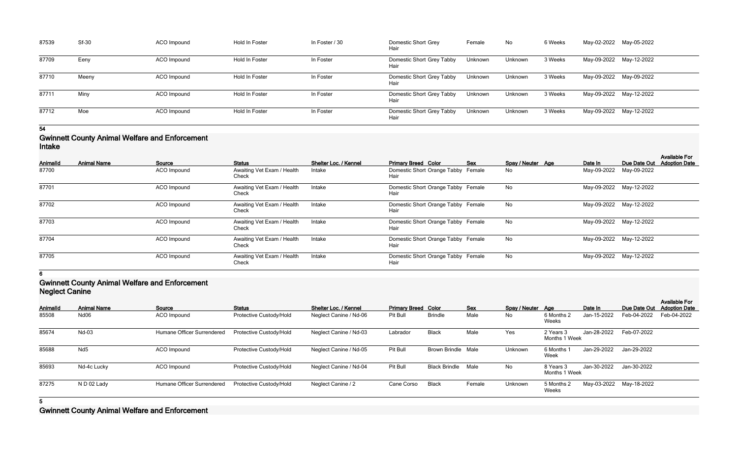| AnimalId | Animal Name | Source | Status | Shelter Loc. / Kennel | Primary Breed | Color | Sex | Spay / Neuter | Age | Date In | Due Date Out | Available For Adoption Date |
|---|---|---|---|---|---|---|---|---|---|---|---|---|
| 87539 | Sf-30 | ACO Impound | Hold In Foster | In Foster / 30 | Domestic Short Hair | Grey | Female | No | 6 Weeks | May-02-2022 | May-05-2022 | |
| 87709 | Eeny | ACO Impound | Hold In Foster | In Foster | Domestic Short Hair | Grey Tabby | Unknown | Unknown | 3 Weeks | May-09-2022 | May-12-2022 | |
| 87710 | Meeny | ACO Impound | Hold In Foster | In Foster | Domestic Short Hair | Grey Tabby | Unknown | Unknown | 3 Weeks | May-09-2022 | May-09-2022 | |
| 87711 | Miny | ACO Impound | Hold In Foster | In Foster | Domestic Short Hair | Grey Tabby | Unknown | Unknown | 3 Weeks | May-09-2022 | May-12-2022 | |
| 87712 | Moe | ACO Impound | Hold In Foster | In Foster | Domestic Short Hair | Grey Tabby | Unknown | Unknown | 3 Weeks | May-09-2022 | May-12-2022 | |

**54**

## Gwinnett County Animal Welfare and Enforcement
### Intake

| AnimalId | Animal Name | Source | Status | Shelter Loc. / Kennel | Primary Breed | Color | Sex | Spay / Neuter | Age | Date In | Due Date Out | Available For Adoption Date |
|---|---|---|---|---|---|---|---|---|---|---|---|---|
| 87700 | | ACO Impound | Awaiting Vet Exam / Health Check | Intake | Domestic Short Hair | Orange Tabby | Female | No | | May-09-2022 | May-09-2022 | |
| 87701 | | ACO Impound | Awaiting Vet Exam / Health Check | Intake | Domestic Short Hair | Orange Tabby | Female | No | | May-09-2022 | May-12-2022 | |
| 87702 | | ACO Impound | Awaiting Vet Exam / Health Check | Intake | Domestic Short Hair | Orange Tabby | Female | No | | May-09-2022 | May-12-2022 | |
| 87703 | | ACO Impound | Awaiting Vet Exam / Health Check | Intake | Domestic Short Hair | Orange Tabby | Female | No | | May-09-2022 | May-12-2022 | |
| 87704 | | ACO Impound | Awaiting Vet Exam / Health Check | Intake | Domestic Short Hair | Orange Tabby | Female | No | | May-09-2022 | May-12-2022 | |
| 87705 | | ACO Impound | Awaiting Vet Exam / Health Check | Intake | Domestic Short Hair | Orange Tabby | Female | No | | May-09-2022 | May-12-2022 | |

**6**

## Gwinnett County Animal Welfare and Enforcement
### Neglect Canine

| AnimalId | Animal Name | Source | Status | Shelter Loc. / Kennel | Primary Breed | Color | Sex | Spay / Neuter | Age | Date In | Due Date Out | Available For Adoption Date |
|---|---|---|---|---|---|---|---|---|---|---|---|---|
| 85508 | Nd06 | ACO Impound | Protective Custody/Hold | Neglect Canine / Nd-06 | Pit Bull | Brindle | Male | No | 6 Months 2 Weeks | Jan-15-2022 | Feb-04-2022 | Feb-04-2022 |
| 85674 | Nd-03 | Humane Officer Surrendered | Protective Custody/Hold | Neglect Canine / Nd-03 | Labrador | Black | Male | Yes | 2 Years 3 Months 1 Week | Jan-28-2022 | Feb-07-2022 | |
| 85688 | Nd5 | ACO Impound | Protective Custody/Hold | Neglect Canine / Nd-05 | Pit Bull | Brown Brindle | Male | Unknown | 6 Months 1 Week | Jan-29-2022 | Jan-29-2022 | |
| 85693 | Nd-4c Lucky | ACO Impound | Protective Custody/Hold | Neglect Canine / Nd-04 | Pit Bull | Black Brindle | Male | No | 8 Years 3 Months 1 Week | Jan-30-2022 | Jan-30-2022 | |
| 87275 | N D 02 Lady | Humane Officer Surrendered | Protective Custody/Hold | Neglect Canine / 2 | Cane Corso | Black | Female | Unknown | 5 Months 2 Weeks | May-03-2022 | May-18-2022 | |

**5**

## Gwinnett County Animal Welfare and Enforcement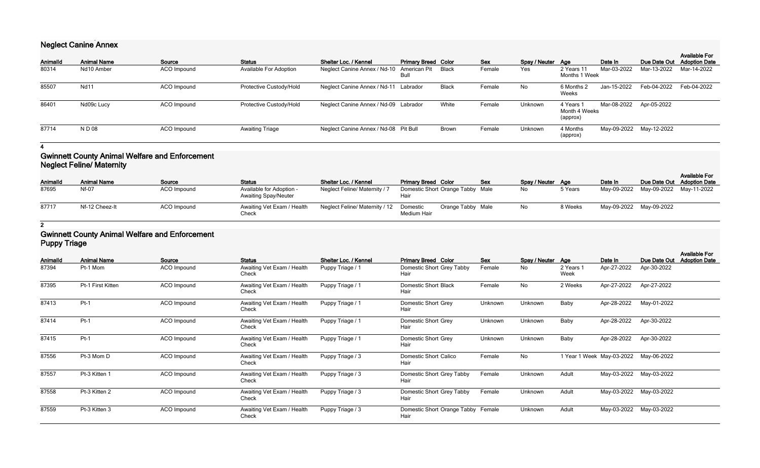## Neglect Canine Annex

| AnimalId | Animal Name | Source | Status | Shelter Loc. / Kennel | Primary Breed | Color | Sex | Spay / Neuter | Age | Date In | Due Date Out | Available For Adoption Date |
|---|---|---|---|---|---|---|---|---|---|---|---|---|
| 80314 | Nd10 Amber | ACO Impound | Available For Adoption | Neglect Canine Annex / Nd-10 | American Pit Bull | Black | Female | Yes | 2 Years 11 Months 1 Week | Mar-03-2022 | Mar-13-2022 | Mar-14-2022 |
| 85507 | Nd11 | ACO Impound | Protective Custody/Hold | Neglect Canine Annex / Nd-11 | Labrador | Black | Female | No | 6 Months 2 Weeks | Jan-15-2022 | Feb-04-2022 | Feb-04-2022 |
| 86401 | Nd09c Lucy | ACO Impound | Protective Custody/Hold | Neglect Canine Annex / Nd-09 | Labrador | White | Female | Unknown | 4 Years 1 Month 4 Weeks (approx) | Mar-08-2022 | Apr-05-2022 | |
| 87714 | N D 08 | ACO Impound | Awaiting Triage | Neglect Canine Annex / Nd-08 | Pit Bull | Brown | Female | Unknown | 4 Months (approx) | May-09-2022 | May-12-2022 | |

**4**

## Gwinnett County Animal Welfare and Enforcement
## Neglect Feline/ Maternity

| AnimalId | Animal Name | Source | Status | Shelter Loc. / Kennel | Primary Breed | Color | Sex | Spay / Neuter | Age | Date In | Due Date Out | Available For Adoption Date |
|---|---|---|---|---|---|---|---|---|---|---|---|---|
| 87695 | Nf-07 | ACO Impound | Available for Adoption - Awaiting Spay/Neuter | Neglect Feline/ Maternity / 7 | Domestic Short Hair | Orange Tabby | Male | No | 5 Years | May-09-2022 | May-09-2022 | May-11-2022 |
| 87717 | Nf-12 Cheez-It | ACO Impound | Awaiting Vet Exam / Health Check | Neglect Feline/ Maternity / 12 | Domestic Medium Hair | Orange Tabby | Male | No | 8 Weeks | May-09-2022 | May-09-2022 | |

**2**

## Gwinnett County Animal Welfare and Enforcement
## Puppy Triage

| AnimalId | Animal Name | Source | Status | Shelter Loc. / Kennel | Primary Breed | Color | Sex | Spay / Neuter | Age | Date In | Due Date Out | Available For Adoption Date |
|---|---|---|---|---|---|---|---|---|---|---|---|---|
| 87394 | Pt-1 Mom | ACO Impound | Awaiting Vet Exam / Health Check | Puppy Triage / 1 | Domestic Short Hair | Grey Tabby | Female | No | 2 Years 1 Week | Apr-27-2022 | Apr-30-2022 | |
| 87395 | Pt-1 First Kitten | ACO Impound | Awaiting Vet Exam / Health Check | Puppy Triage / 1 | Domestic Short Hair | Black | Female | No | 2 Weeks | Apr-27-2022 | Apr-27-2022 | |
| 87413 | Pt-1 | ACO Impound | Awaiting Vet Exam / Health Check | Puppy Triage / 1 | Domestic Short Hair | Grey | Unknown | Unknown | Baby | Apr-28-2022 | May-01-2022 | |
| 87414 | Pt-1 | ACO Impound | Awaiting Vet Exam / Health Check | Puppy Triage / 1 | Domestic Short Hair | Grey | Unknown | Unknown | Baby | Apr-28-2022 | Apr-30-2022 | |
| 87415 | Pt-1 | ACO Impound | Awaiting Vet Exam / Health Check | Puppy Triage / 1 | Domestic Short Hair | Grey | Unknown | Unknown | Baby | Apr-28-2022 | Apr-30-2022 | |
| 87556 | Pt-3 Mom D | ACO Impound | Awaiting Vet Exam / Health Check | Puppy Triage / 3 | Domestic Short Hair | Calico | Female | No | 1 Year 1 Week | May-03-2022 | May-06-2022 | |
| 87557 | Pt-3 Kitten 1 | ACO Impound | Awaiting Vet Exam / Health Check | Puppy Triage / 3 | Domestic Short Hair | Grey Tabby | Female | Unknown | Adult | May-03-2022 | May-03-2022 | |
| 87558 | Pt-3 Kitten 2 | ACO Impound | Awaiting Vet Exam / Health Check | Puppy Triage / 3 | Domestic Short Hair | Grey Tabby | Female | Unknown | Adult | May-03-2022 | May-03-2022 | |
| 87559 | Pt-3 Kitten 3 | ACO Impound | Awaiting Vet Exam / Health Check | Puppy Triage / 3 | Domestic Short Hair | Orange Tabby | Female | Unknown | Adult | May-03-2022 | May-03-2022 | |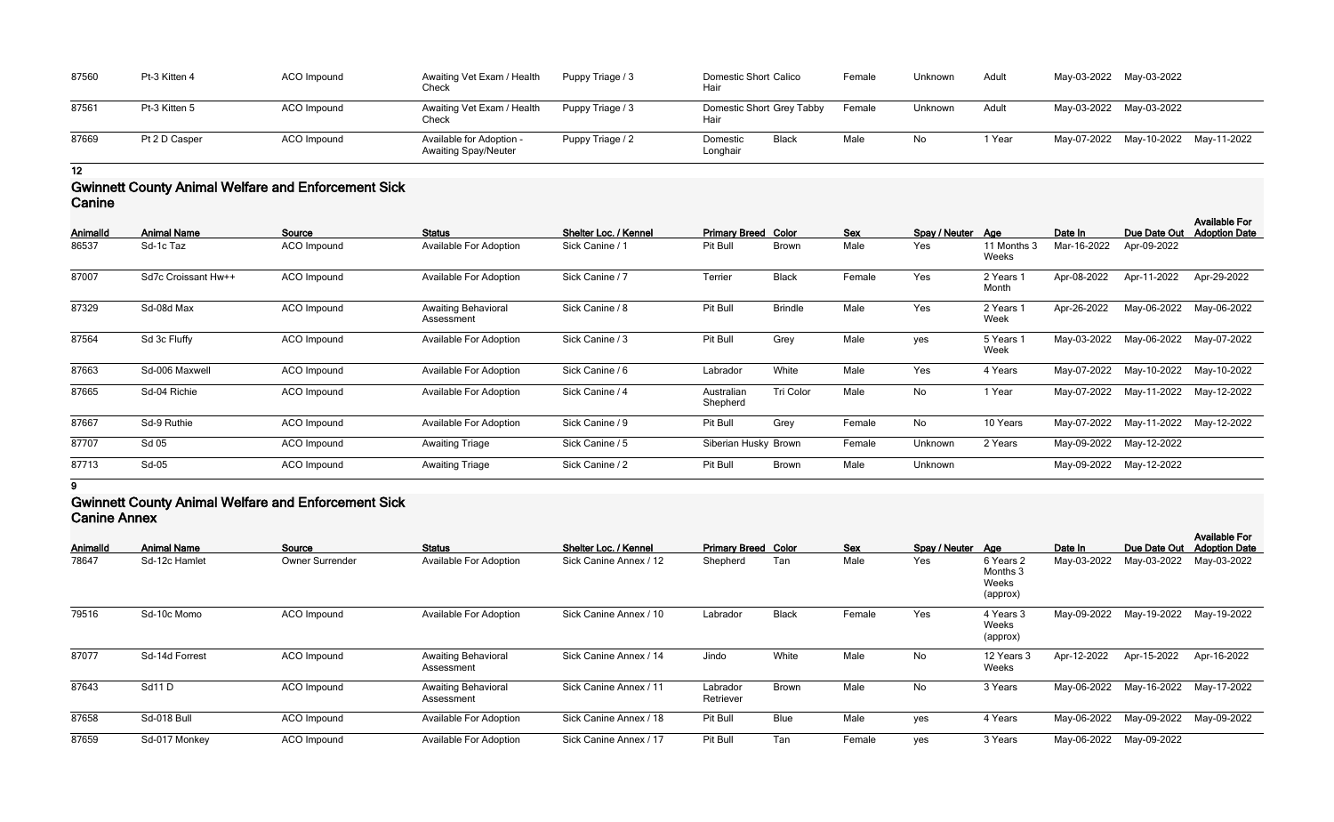| AnimalId | Animal Name | Source | Status | Shelter Loc. / Kennel | Primary Breed | Color | Sex | Spay / Neuter | Age | Date In | Due Date Out | Available For Adoption Date |
|---|---|---|---|---|---|---|---|---|---|---|---|---|
| 87560 | Pt-3 Kitten 4 | ACO Impound | Awaiting Vet Exam / Health Check | Puppy Triage / 3 | Domestic Short Hair | Calico | Female | Unknown | Adult | May-03-2022 | May-03-2022 | |
| 87561 | Pt-3 Kitten 5 | ACO Impound | Awaiting Vet Exam / Health Check | Puppy Triage / 3 | Domestic Short Hair | Grey Tabby | Female | Unknown | Adult | May-03-2022 | May-03-2022 | |
| 87669 | Pt 2 D Casper | ACO Impound | Available for Adoption - Awaiting Spay/Neuter | Puppy Triage / 2 | Domestic Longhair | Black | Male | No | 1 Year | May-07-2022 | May-10-2022 | May-11-2022 |

12

## Gwinnett County Animal Welfare and Enforcement Sick Canine

| AnimalId | Animal Name | Source | Status | Shelter Loc. / Kennel | Primary Breed | Color | Sex | Spay / Neuter | Age | Date In | Due Date Out | Available For Adoption Date |
|---|---|---|---|---|---|---|---|---|---|---|---|---|
| 86537 | Sd-1c Taz | ACO Impound | Available For Adoption | Sick Canine / 1 | Pit Bull | Brown | Male | Yes | 11 Months 3 Weeks | Mar-16-2022 | Apr-09-2022 | |
| 87007 | Sd7c Croissant Hw++ | ACO Impound | Available For Adoption | Sick Canine / 7 | Terrier | Black | Female | Yes | 2 Years 1 Month | Apr-08-2022 | Apr-11-2022 | Apr-29-2022 |
| 87329 | Sd-08d Max | ACO Impound | Awaiting Behavioral Assessment | Sick Canine / 8 | Pit Bull | Brindle | Male | Yes | 2 Years 1 Week | Apr-26-2022 | May-06-2022 | May-06-2022 |
| 87564 | Sd 3c Fluffy | ACO Impound | Available For Adoption | Sick Canine / 3 | Pit Bull | Grey | Male | yes | 5 Years 1 Week | May-03-2022 | May-06-2022 | May-07-2022 |
| 87663 | Sd-006 Maxwell | ACO Impound | Available For Adoption | Sick Canine / 6 | Labrador | White | Male | Yes | 4 Years | May-07-2022 | May-10-2022 | May-10-2022 |
| 87665 | Sd-04 Richie | ACO Impound | Available For Adoption | Sick Canine / 4 | Australian Shepherd | Tri Color | Male | No | 1 Year | May-07-2022 | May-11-2022 | May-12-2022 |
| 87667 | Sd-9 Ruthie | ACO Impound | Available For Adoption | Sick Canine / 9 | Pit Bull | Grey | Female | No | 10 Years | May-07-2022 | May-11-2022 | May-12-2022 |
| 87707 | Sd 05 | ACO Impound | Awaiting Triage | Sick Canine / 5 | Siberian Husky | Brown | Female | Unknown | 2 Years | May-09-2022 | May-12-2022 | |
| 87713 | Sd-05 | ACO Impound | Awaiting Triage | Sick Canine / 2 | Pit Bull | Brown | Male | Unknown | | May-09-2022 | May-12-2022 | |

9

## Gwinnett County Animal Welfare and Enforcement Sick Canine Annex

| AnimalId | Animal Name | Source | Status | Shelter Loc. / Kennel | Primary Breed | Color | Sex | Spay / Neuter | Age | Date In | Due Date Out | Available For Adoption Date |
|---|---|---|---|---|---|---|---|---|---|---|---|---|
| 78647 | Sd-12c Hamlet | Owner Surrender | Available For Adoption | Sick Canine Annex / 12 | Shepherd | Tan | Male | Yes | 6 Years 2 Months 3 Weeks (approx) | May-03-2022 | May-03-2022 | May-03-2022 |
| 79516 | Sd-10c Momo | ACO Impound | Available For Adoption | Sick Canine Annex / 10 | Labrador | Black | Female | Yes | 4 Years 3 Weeks (approx) | May-09-2022 | May-19-2022 | May-19-2022 |
| 87077 | Sd-14d Forrest | ACO Impound | Awaiting Behavioral Assessment | Sick Canine Annex / 14 | Jindo | White | Male | No | 12 Years 3 Weeks | Apr-12-2022 | Apr-15-2022 | Apr-16-2022 |
| 87643 | Sd11 D | ACO Impound | Awaiting Behavioral Assessment | Sick Canine Annex / 11 | Labrador Retriever | Brown | Male | No | 3 Years | May-06-2022 | May-16-2022 | May-17-2022 |
| 87658 | Sd-018 Bull | ACO Impound | Available For Adoption | Sick Canine Annex / 18 | Pit Bull | Blue | Male | yes | 4 Years | May-06-2022 | May-09-2022 | May-09-2022 |
| 87659 | Sd-017 Monkey | ACO Impound | Available For Adoption | Sick Canine Annex / 17 | Pit Bull | Tan | Female | yes | 3 Years | May-06-2022 | May-09-2022 | |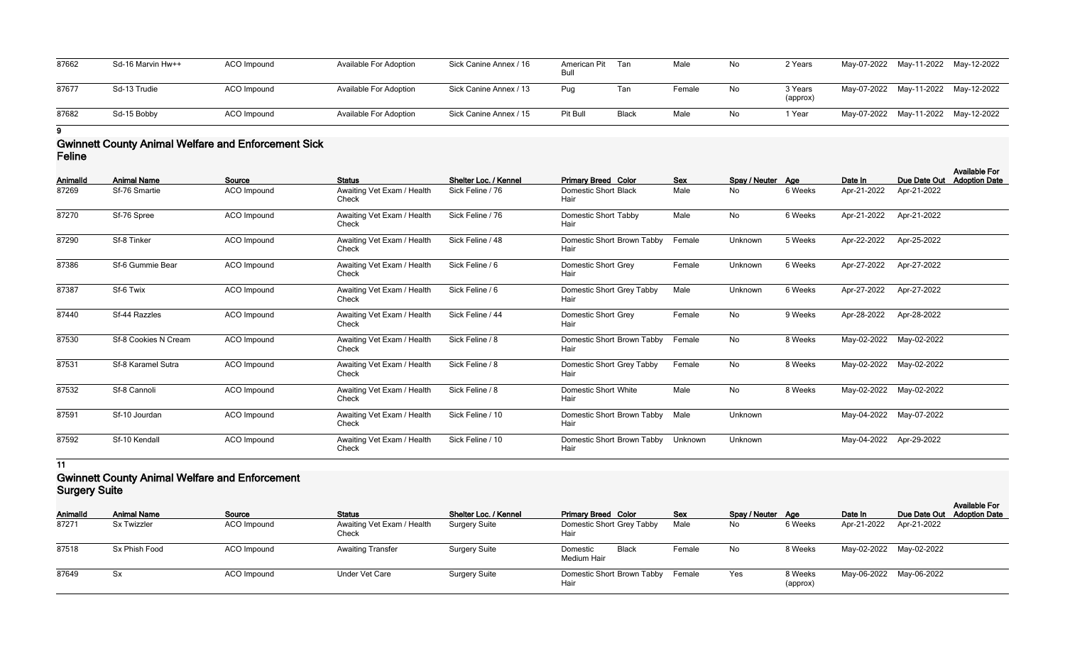| 87662 | Sd-16 Marvin Hw++ | ACO Impound | Available For Adoption | Sick Canine Annex / 16 | American Pit Bull | Tan | Male | No | 2 Years | May-07-2022 | May-11-2022 | May-12-2022 |
|---|---|---|---|---|---|---|---|---|---|---|---|---|
| 87677 | Sd-13 Trudie | ACO Impound | Available For Adoption | Sick Canine Annex / 13 | Pug | Tan | Female | No | 3 Years (approx) | May-07-2022 | May-11-2022 | May-12-2022 |
| 87682 | Sd-15 Bobby | ACO Impound | Available For Adoption | Sick Canine Annex / 15 | Pit Bull | Black | Male | No | 1 Year | May-07-2022 | May-11-2022 | May-12-2022 |

9

## Gwinnett County Animal Welfare and Enforcement Sick Feline

| AnimalId | Animal Name | Source | Status | Shelter Loc. / Kennel | Primary Breed | Color | Sex | Spay / Neuter | Age | Date In | Due Date Out | Available For Adoption Date |
|---|---|---|---|---|---|---|---|---|---|---|---|---|
| 87269 | Sf-76 Smartie | ACO Impound | Awaiting Vet Exam / Health Check | Sick Feline / 76 | Domestic Short Hair | Black | Male | No | 6 Weeks | Apr-21-2022 | Apr-21-2022 | |
| 87270 | Sf-76 Spree | ACO Impound | Awaiting Vet Exam / Health Check | Sick Feline / 76 | Domestic Short Hair | Tabby | Male | No | 6 Weeks | Apr-21-2022 | Apr-21-2022 | |
| 87290 | Sf-8 Tinker | ACO Impound | Awaiting Vet Exam / Health Check | Sick Feline / 48 | Domestic Short Hair | Brown Tabby | Female | Unknown | 5 Weeks | Apr-22-2022 | Apr-25-2022 | |
| 87386 | Sf-6 Gummie Bear | ACO Impound | Awaiting Vet Exam / Health Check | Sick Feline / 6 | Domestic Short Hair | Grey | Female | Unknown | 6 Weeks | Apr-27-2022 | Apr-27-2022 | |
| 87387 | Sf-6 Twix | ACO Impound | Awaiting Vet Exam / Health Check | Sick Feline / 6 | Domestic Short Hair | Grey Tabby | Male | Unknown | 6 Weeks | Apr-27-2022 | Apr-27-2022 | |
| 87440 | Sf-44 Razzles | ACO Impound | Awaiting Vet Exam / Health Check | Sick Feline / 44 | Domestic Short Hair | Grey | Female | No | 9 Weeks | Apr-28-2022 | Apr-28-2022 | |
| 87530 | Sf-8 Cookies N Cream | ACO Impound | Awaiting Vet Exam / Health Check | Sick Feline / 8 | Domestic Short Hair | Brown Tabby | Female | No | 8 Weeks | May-02-2022 | May-02-2022 | |
| 87531 | Sf-8 Karamel Sutra | ACO Impound | Awaiting Vet Exam / Health Check | Sick Feline / 8 | Domestic Short Hair | Grey Tabby | Female | No | 8 Weeks | May-02-2022 | May-02-2022 | |
| 87532 | Sf-8 Cannoli | ACO Impound | Awaiting Vet Exam / Health Check | Sick Feline / 8 | Domestic Short Hair | White | Male | No | 8 Weeks | May-02-2022 | May-02-2022 | |
| 87591 | Sf-10 Jourdan | ACO Impound | Awaiting Vet Exam / Health Check | Sick Feline / 10 | Domestic Short Hair | Brown Tabby | Male | Unknown | | May-04-2022 | May-07-2022 | |
| 87592 | Sf-10 Kendall | ACO Impound | Awaiting Vet Exam / Health Check | Sick Feline / 10 | Domestic Short Hair | Brown Tabby | Unknown | Unknown | | May-04-2022 | Apr-29-2022 | |

11

## Gwinnett County Animal Welfare and Enforcement Surgery Suite

| AnimalId | Animal Name | Source | Status | Shelter Loc. / Kennel | Primary Breed | Color | Sex | Spay / Neuter | Age | Date In | Due Date Out | Available For Adoption Date |
|---|---|---|---|---|---|---|---|---|---|---|---|---|
| 87271 | Sx Twizzler | ACO Impound | Awaiting Vet Exam / Health Check | Surgery Suite | Domestic Short Hair | Grey Tabby | Male | No | 6 Weeks | Apr-21-2022 | Apr-21-2022 | |
| 87518 | Sx Phish Food | ACO Impound | Awaiting Transfer | Surgery Suite | Domestic Medium Hair | Black | Female | No | 8 Weeks | May-02-2022 | May-02-2022 | |
| 87649 | Sx | ACO Impound | Under Vet Care | Surgery Suite | Domestic Short Hair | Brown Tabby | Female | Yes | 8 Weeks (approx) | May-06-2022 | May-06-2022 | |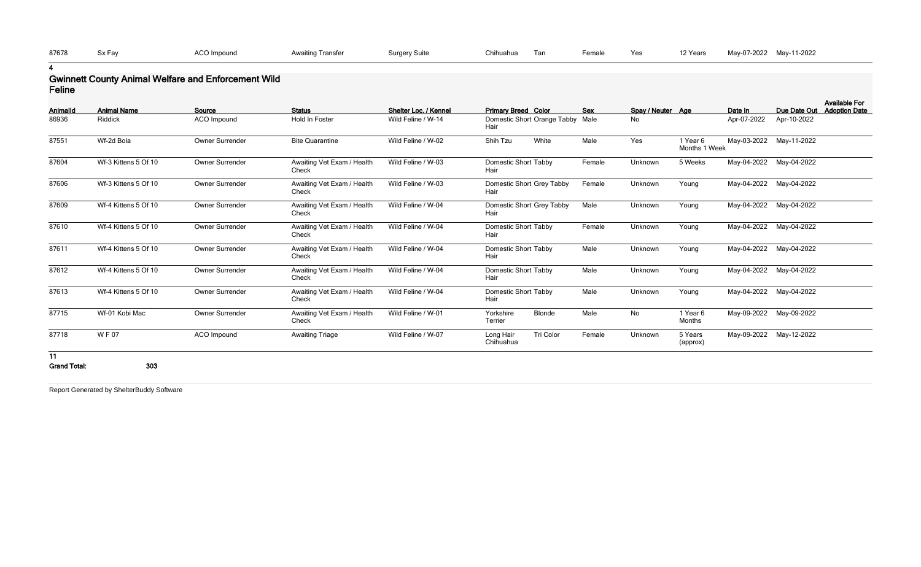| 87678 | Sx Fay | ACO Impound | Awaiting Transfer | Surgery Suite | Chihuahua | Tan | Female | Yes | 12 Years | May-07-2022 | May-11-2022 | |
|---|---|---|---|---|---|---|---|---|---|---|---|---|

4

## Gwinnett County Animal Welfare and Enforcement Wild Feline

| AnimalId | Animal Name | Source | Status | Shelter Loc. / Kennel | Primary Breed | Color | Sex | Spay / Neuter | Age | Date In | Due Date Out | Available For Adoption Date |
|---|---|---|---|---|---|---|---|---|---|---|---|---|
| 86936 | Riddick | ACO Impound | Hold In Foster | Wild Feline / W-14 | Domestic Short Hair | Orange Tabby | Male | No | | Apr-07-2022 | Apr-10-2022 | |
| 87551 | Wf-2d Bola | Owner Surrender | Bite Quarantine | Wild Feline / W-02 | Shih Tzu | White | Male | Yes | 1 Year 6 Months 1 Week | May-03-2022 | May-11-2022 | |
| 87604 | Wf-3 Kittens 5 Of 10 | Owner Surrender | Awaiting Vet Exam / Health Check | Wild Feline / W-03 | Domestic Short Hair | Tabby | Female | Unknown | 5 Weeks | May-04-2022 | May-04-2022 | |
| 87606 | Wf-3 Kittens 5 Of 10 | Owner Surrender | Awaiting Vet Exam / Health Check | Wild Feline / W-03 | Domestic Short Hair | Grey Tabby | Female | Unknown | Young | May-04-2022 | May-04-2022 | |
| 87609 | Wf-4 Kittens 5 Of 10 | Owner Surrender | Awaiting Vet Exam / Health Check | Wild Feline / W-04 | Domestic Short Hair | Grey Tabby | Male | Unknown | Young | May-04-2022 | May-04-2022 | |
| 87610 | Wf-4 Kittens 5 Of 10 | Owner Surrender | Awaiting Vet Exam / Health Check | Wild Feline / W-04 | Domestic Short Hair | Tabby | Female | Unknown | Young | May-04-2022 | May-04-2022 | |
| 87611 | Wf-4 Kittens 5 Of 10 | Owner Surrender | Awaiting Vet Exam / Health Check | Wild Feline / W-04 | Domestic Short Hair | Tabby | Male | Unknown | Young | May-04-2022 | May-04-2022 | |
| 87612 | Wf-4 Kittens 5 Of 10 | Owner Surrender | Awaiting Vet Exam / Health Check | Wild Feline / W-04 | Domestic Short Hair | Tabby | Male | Unknown | Young | May-04-2022 | May-04-2022 | |
| 87613 | Wf-4 Kittens 5 Of 10 | Owner Surrender | Awaiting Vet Exam / Health Check | Wild Feline / W-04 | Domestic Short Hair | Tabby | Male | Unknown | Young | May-04-2022 | May-04-2022 | |
| 87715 | Wf-01 Kobi Mac | Owner Surrender | Awaiting Vet Exam / Health Check | Wild Feline / W-01 | Yorkshire Terrier | Blonde | Male | No | 1 Year 6 Months | May-09-2022 | May-09-2022 | |
| 87718 | W F 07 | ACO Impound | Awaiting Triage | Wild Feline / W-07 | Long Hair Chihuahua | Tri Color | Female | Unknown | 5 Years (approx) | May-09-2022 | May-12-2022 | |

11

**Grand Total:** 303

Report Generated by ShelterBuddy Software